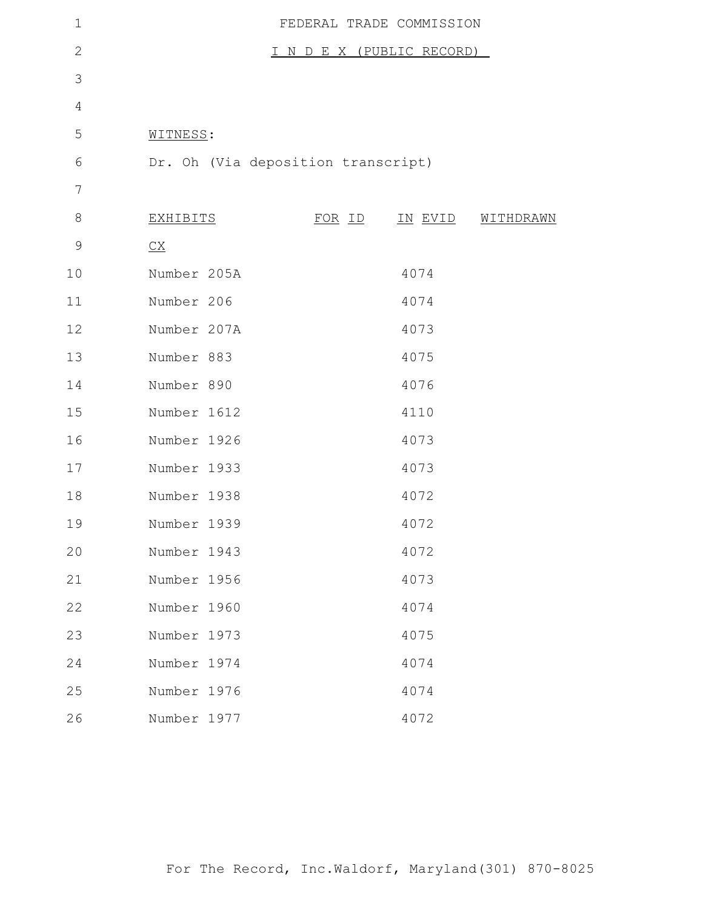FEDERAL TRADE COMMISSION

I N D E X (PUBLIC RECORD)

WITNESS:

Dr. Oh (Via deposition transcript)

| EXHIBITS | FOR ID | IN EVID | WITHDRAWN |
|---|---|---|---|
| CX | | | |
| Number 205A | | 4074 | |
| Number 206 | | 4074 | |
| Number 207A | | 4073 | |
| Number 883 | | 4075 | |
| Number 890 | | 4076 | |
| Number 1612 | | 4110 | |
| Number 1926 | | 4073 | |
| Number 1933 | | 4073 | |
| Number 1938 | | 4072 | |
| Number 1939 | | 4072 | |
| Number 1943 | | 4072 | |
| Number 1956 | | 4073 | |
| Number 1960 | | 4074 | |
| Number 1973 | | 4075 | |
| Number 1974 | | 4074 | |
| Number 1976 | | 4074 | |
| Number 1977 | | 4072 | |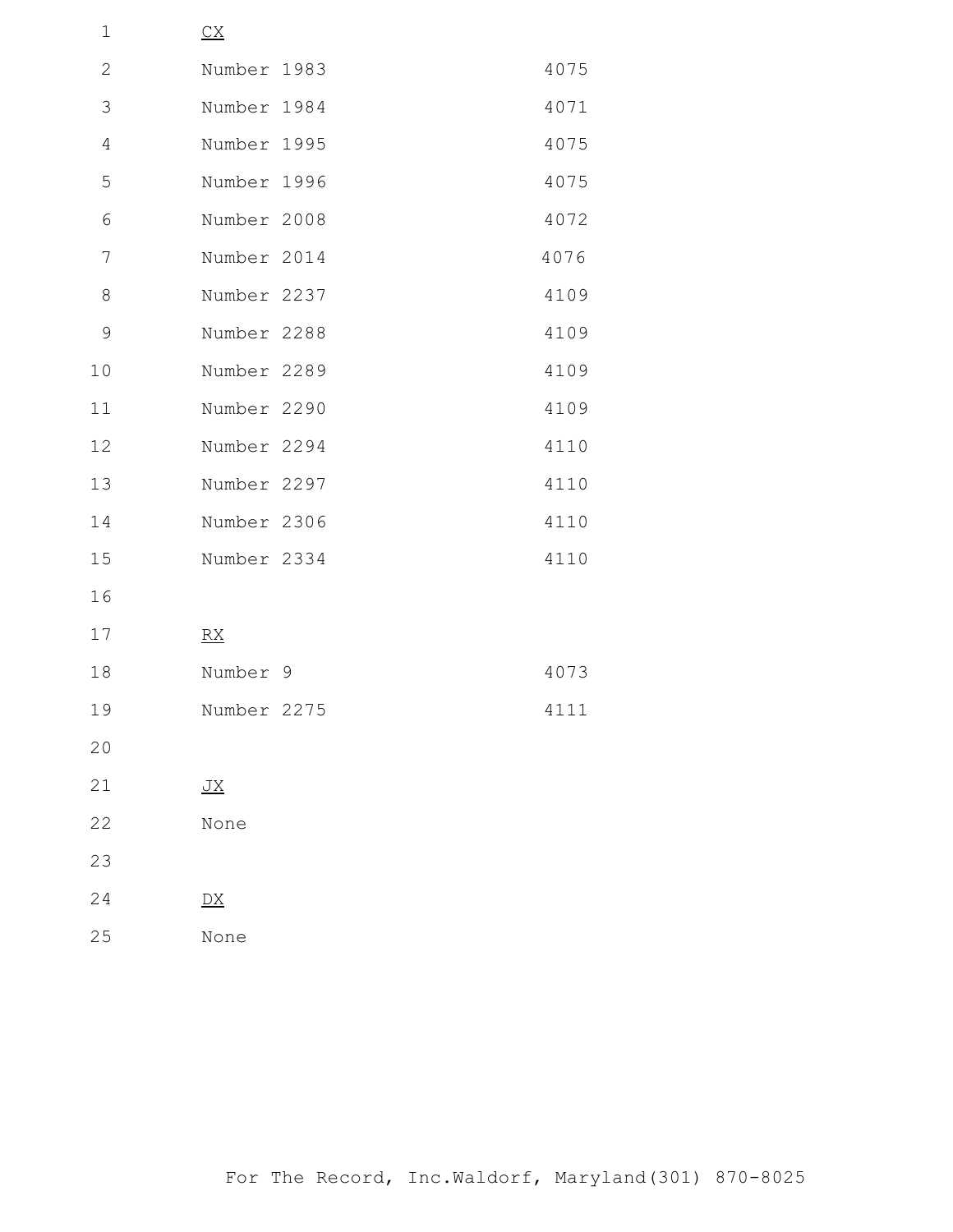CX

| | |
|---|---|
| Number 1983 | 4075 |
| Number 1984 | 4071 |
| Number 1995 | 4075 |
| Number 1996 | 4075 |
| Number 2008 | 4072 |
| Number 2014 | 4076 |
| Number 2237 | 4109 |
| Number 2288 | 4109 |
| Number 2289 | 4109 |
| Number 2290 | 4109 |
| Number 2294 | 4110 |
| Number 2297 | 4110 |
| Number 2306 | 4110 |
| Number 2334 | 4110 |

RX

| | |
|---|---|
| Number 9 | 4073 |
| Number 2275 | 4111 |

JX

None

DX

None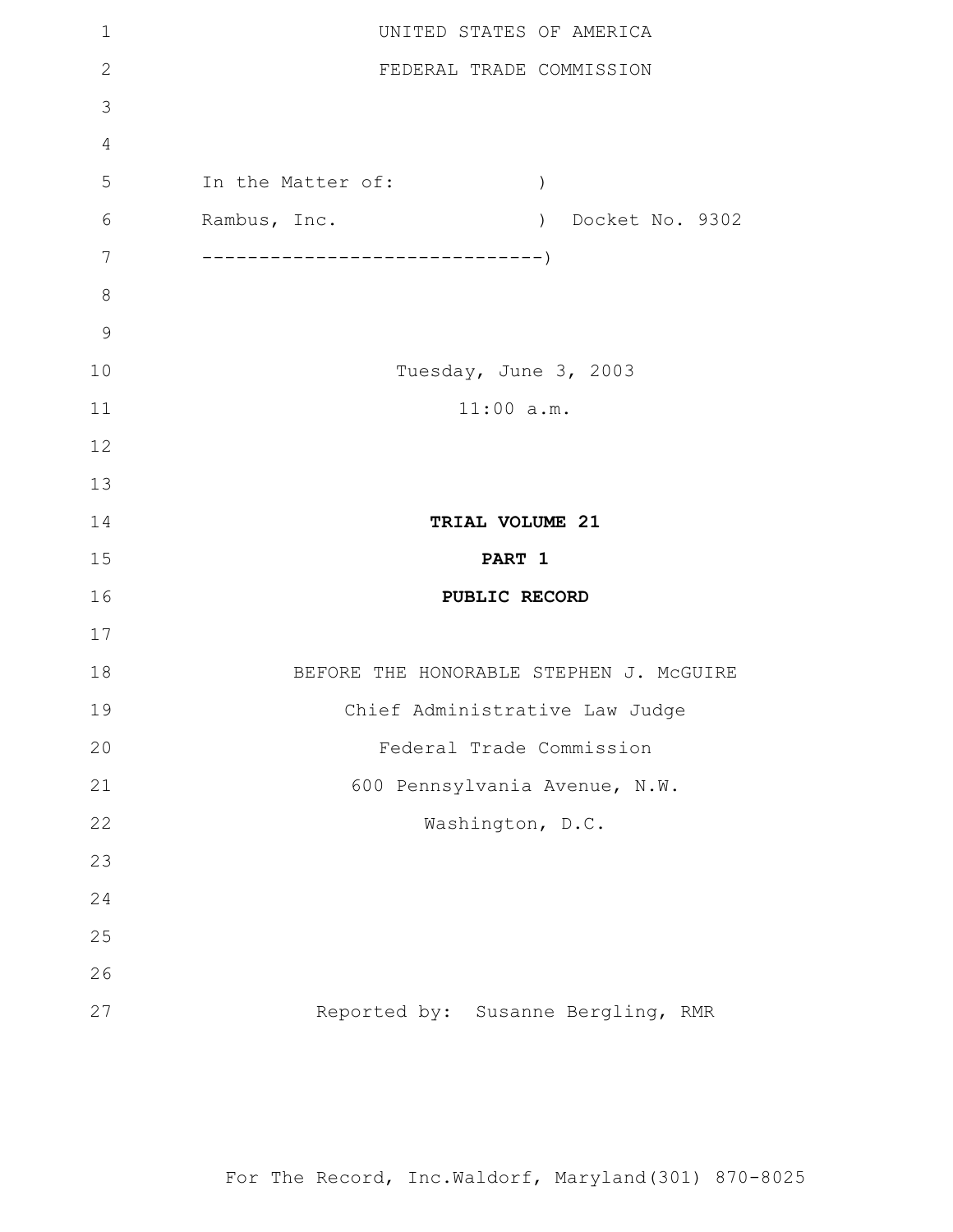UNITED STATES OF AMERICA

FEDERAL TRADE COMMISSION

```
In the Matter of:              )
Rambus, Inc.                   )  Docket No. 9302
-------------------------------)
```

Tuesday, June 3, 2003

11:00 a.m.

**TRIAL VOLUME 21**

**PART 1**

**PUBLIC RECORD**

BEFORE THE HONORABLE STEPHEN J. McGUIRE

Chief Administrative Law Judge

Federal Trade Commission

600 Pennsylvania Avenue, N.W.

Washington, D.C.

Reported by: Susanne Bergling, RMR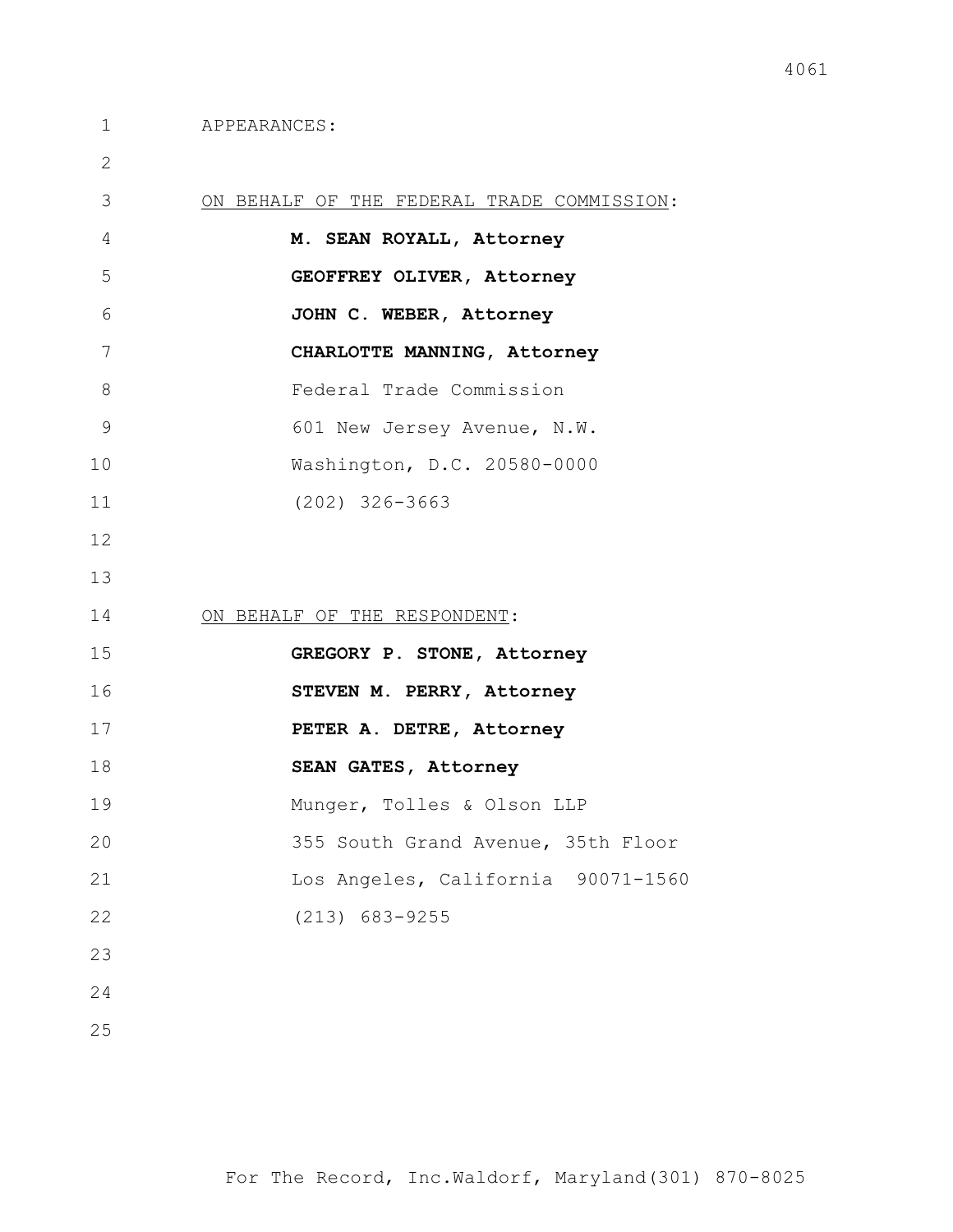APPEARANCES:

<u>ON BEHALF OF THE FEDERAL TRADE COMMISSION</u>:

**M. SEAN ROYALL, Attorney**

**GEOFFREY OLIVER, Attorney**

**JOHN C. WEBER, Attorney**

**CHARLOTTE MANNING, Attorney**

Federal Trade Commission

601 New Jersey Avenue, N.W.

Washington, D.C. 20580-0000

(202) 326-3663

<u>ON BEHALF OF THE RESPONDENT</u>:

**GREGORY P. STONE, Attorney**

**STEVEN M. PERRY, Attorney**

**PETER A. DETRE, Attorney**

**SEAN GATES, Attorney**

Munger, Tolles & Olson LLP

355 South Grand Avenue, 35th Floor

Los Angeles, California 90071-1560

(213) 683-9255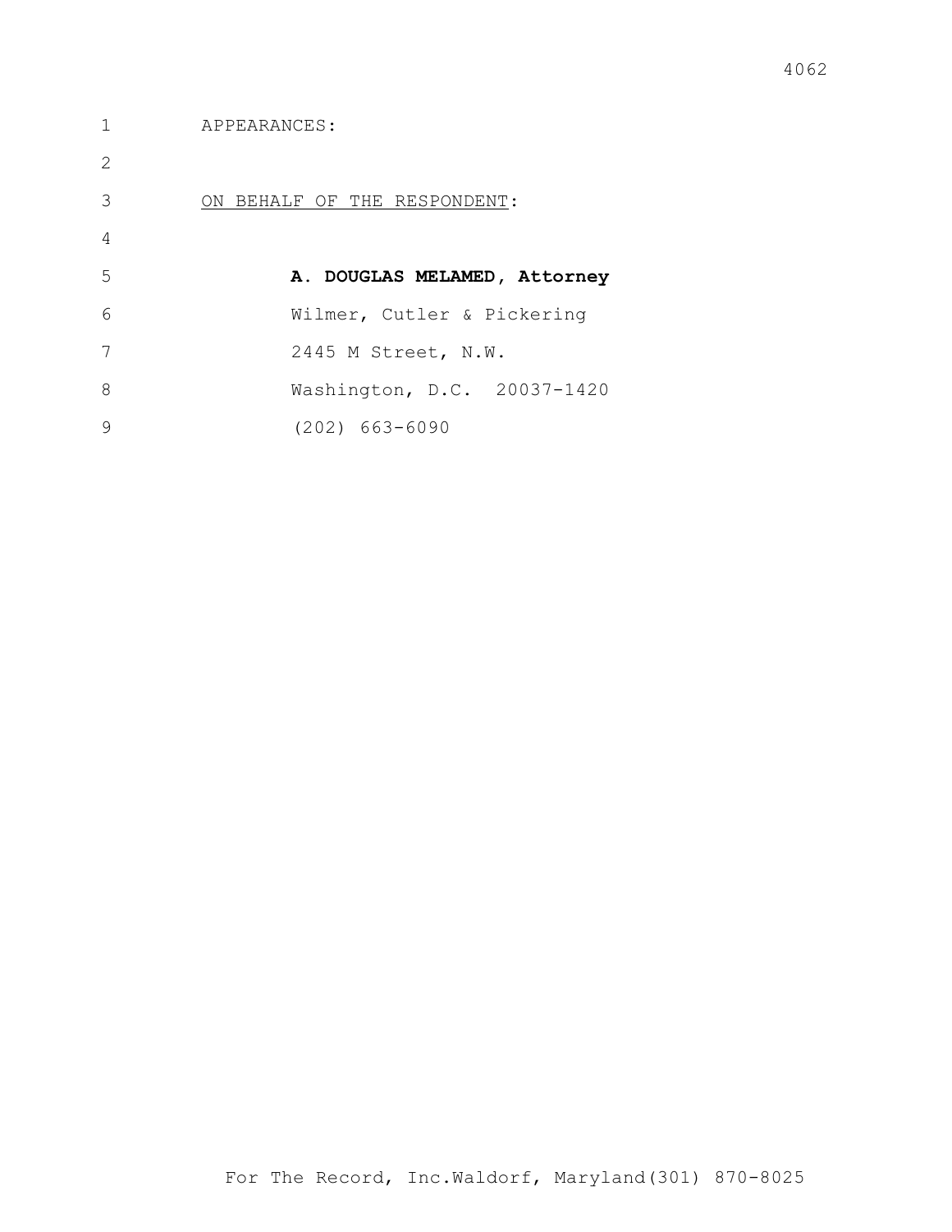APPEARANCES:

ON BEHALF OF THE RESPONDENT:

**A. DOUGLAS MELAMED, Attorney**

Wilmer, Cutler & Pickering

2445 M Street, N.W.

Washington, D.C. 20037-1420

(202) 663-6090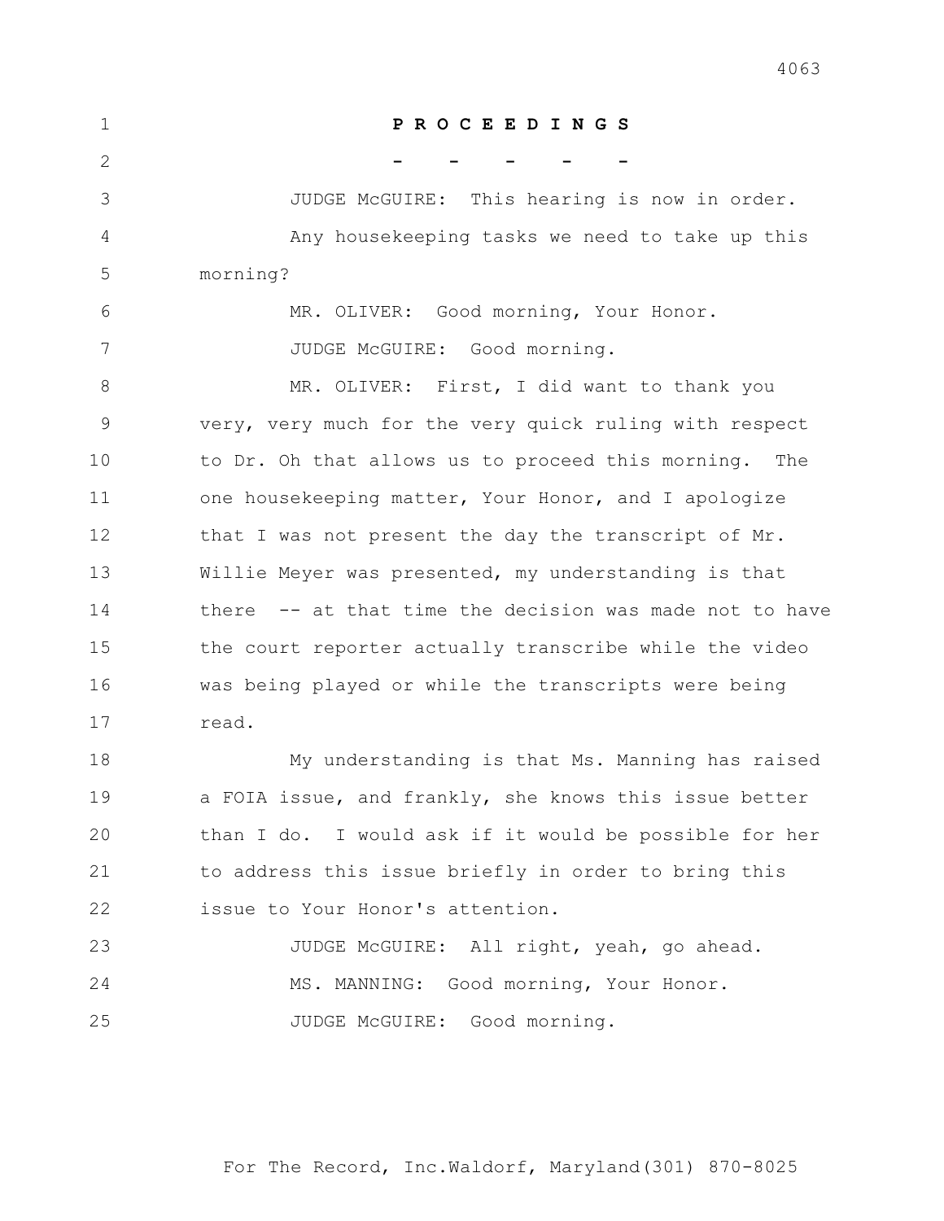**P R O C E E D I N G S**

\- - - - -

JUDGE McGUIRE: This hearing is now in order.

Any housekeeping tasks we need to take up this morning?

MR. OLIVER: Good morning, Your Honor.

JUDGE McGUIRE: Good morning.

MR. OLIVER: First, I did want to thank you very, very much for the very quick ruling with respect to Dr. Oh that allows us to proceed this morning. The one housekeeping matter, Your Honor, and I apologize that I was not present the day the transcript of Mr. Willie Meyer was presented, my understanding is that there -- at that time the decision was made not to have the court reporter actually transcribe while the video was being played or while the transcripts were being read.

My understanding is that Ms. Manning has raised a FOIA issue, and frankly, she knows this issue better than I do. I would ask if it would be possible for her to address this issue briefly in order to bring this issue to Your Honor's attention.

JUDGE McGUIRE: All right, yeah, go ahead.

MS. MANNING: Good morning, Your Honor.

JUDGE McGUIRE: Good morning.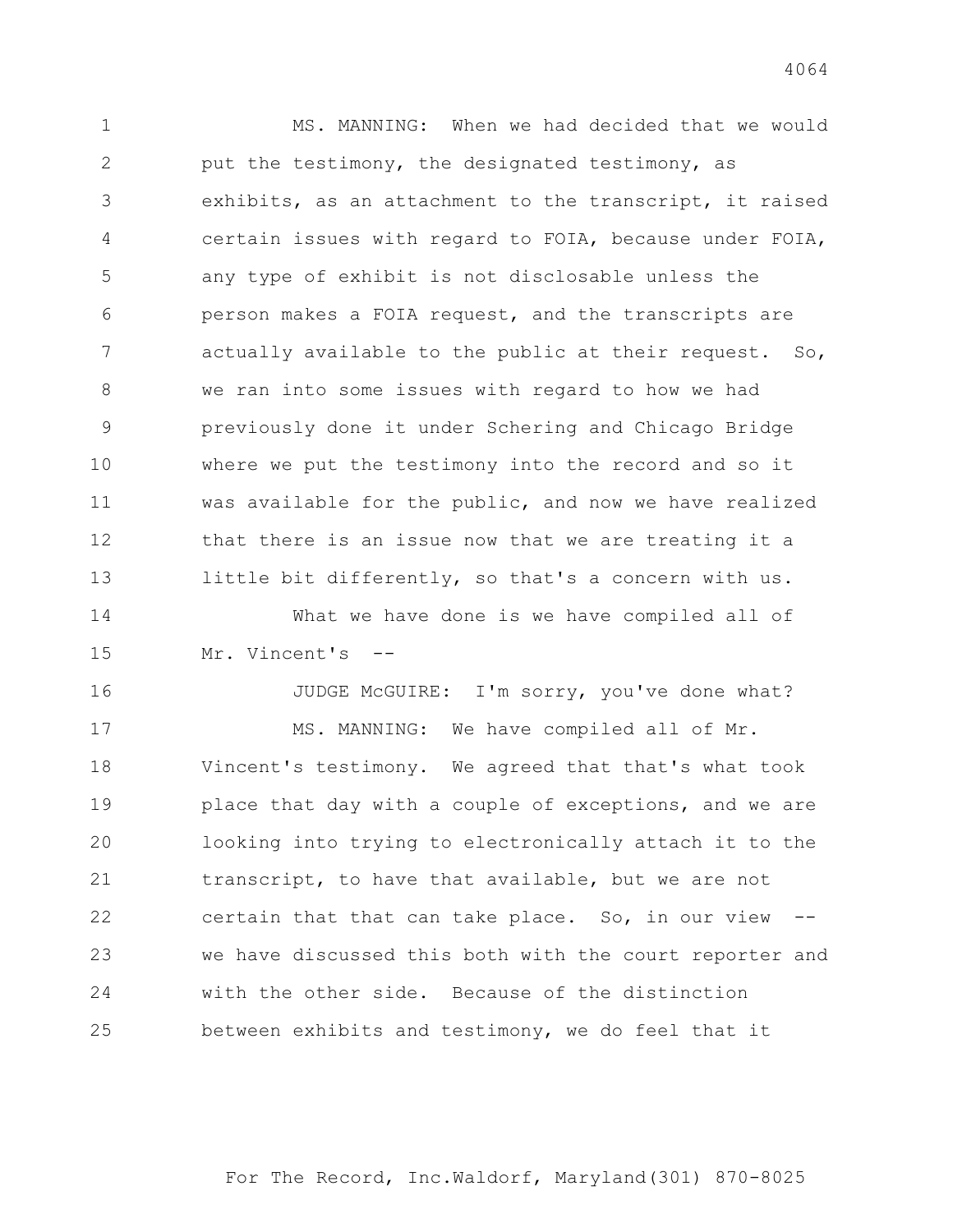MS. MANNING: When we had decided that we would put the testimony, the designated testimony, as exhibits, as an attachment to the transcript, it raised certain issues with regard to FOIA, because under FOIA, any type of exhibit is not disclosable unless the person makes a FOIA request, and the transcripts are actually available to the public at their request. So, we ran into some issues with regard to how we had previously done it under Schering and Chicago Bridge where we put the testimony into the record and so it was available for the public, and now we have realized that there is an issue now that we are treating it a little bit differently, so that's a concern with us.

What we have done is we have compiled all of Mr. Vincent's --

JUDGE McGUIRE: I'm sorry, you've done what?

MS. MANNING: We have compiled all of Mr. Vincent's testimony. We agreed that that's what took place that day with a couple of exceptions, and we are looking into trying to electronically attach it to the transcript, to have that available, but we are not certain that that can take place. So, in our view -- we have discussed this both with the court reporter and with the other side. Because of the distinction between exhibits and testimony, we do feel that it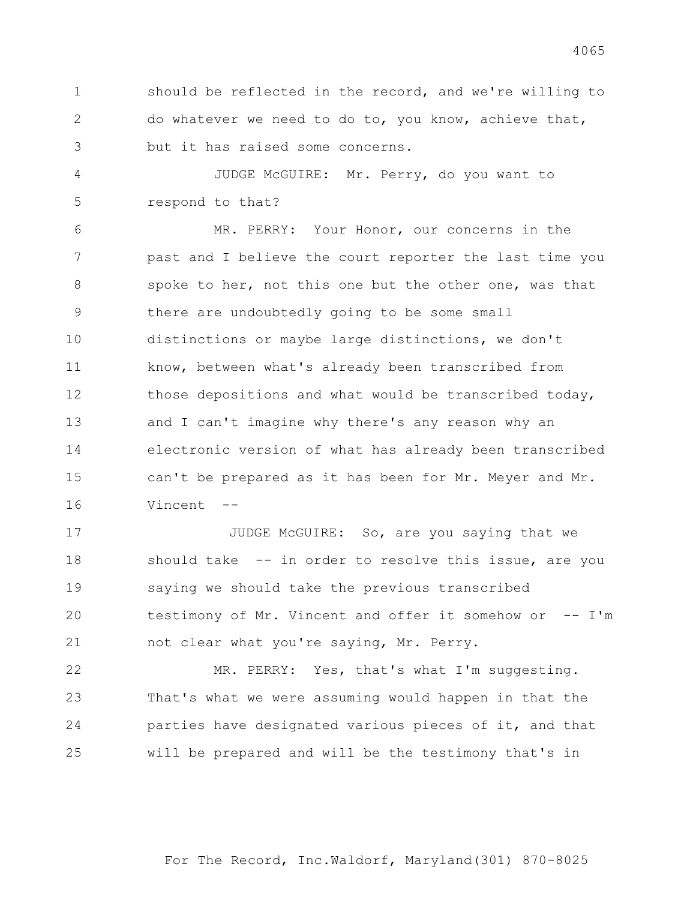1 should be reflected in the record, and we're willing to
2 do whatever we need to do to, you know, achieve that,
3 but it has raised some concerns.

4 JUDGE McGUIRE: Mr. Perry, do you want to
5 respond to that?

6 MR. PERRY: Your Honor, our concerns in the
7 past and I believe the court reporter the last time you
8 spoke to her, not this one but the other one, was that
9 there are undoubtedly going to be some small
10 distinctions or maybe large distinctions, we don't
11 know, between what's already been transcribed from
12 those depositions and what would be transcribed today,
13 and I can't imagine why there's any reason why an
14 electronic version of what has already been transcribed
15 can't be prepared as it has been for Mr. Meyer and Mr.
16 Vincent --

17 JUDGE McGUIRE: So, are you saying that we
18 should take -- in order to resolve this issue, are you
19 saying we should take the previous transcribed
20 testimony of Mr. Vincent and offer it somehow or -- I'm
21 not clear what you're saying, Mr. Perry.

22 MR. PERRY: Yes, that's what I'm suggesting.
23 That's what we were assuming would happen in that the
24 parties have designated various pieces of it, and that
25 will be prepared and will be the testimony that's in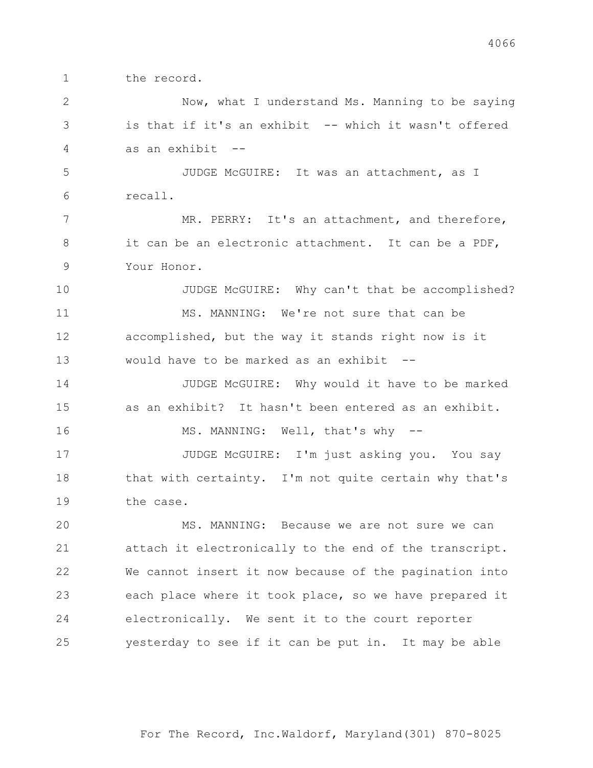the record.

Now, what I understand Ms. Manning to be saying is that if it's an exhibit -- which it wasn't offered as an exhibit --

JUDGE McGUIRE: It was an attachment, as I recall.

MR. PERRY: It's an attachment, and therefore, it can be an electronic attachment. It can be a PDF, Your Honor.

JUDGE McGUIRE: Why can't that be accomplished?

MS. MANNING: We're not sure that can be accomplished, but the way it stands right now is it would have to be marked as an exhibit --

JUDGE McGUIRE: Why would it have to be marked as an exhibit? It hasn't been entered as an exhibit.

MS. MANNING: Well, that's why --

JUDGE McGUIRE: I'm just asking you. You say that with certainty. I'm not quite certain why that's the case.

MS. MANNING: Because we are not sure we can attach it electronically to the end of the transcript. We cannot insert it now because of the pagination into each place where it took place, so we have prepared it electronically. We sent it to the court reporter yesterday to see if it can be put in. It may be able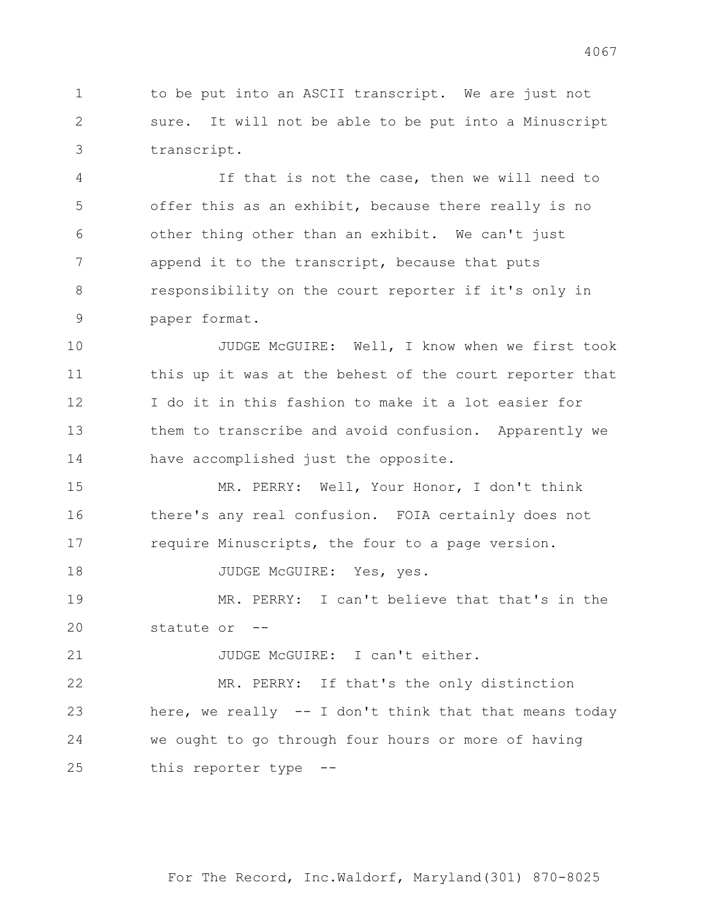to be put into an ASCII transcript. We are just not sure. It will not be able to be put into a Minuscript transcript.

If that is not the case, then we will need to offer this as an exhibit, because there really is no other thing other than an exhibit. We can't just append it to the transcript, because that puts responsibility on the court reporter if it's only in paper format.

JUDGE McGUIRE: Well, I know when we first took this up it was at the behest of the court reporter that I do it in this fashion to make it a lot easier for them to transcribe and avoid confusion. Apparently we have accomplished just the opposite.

MR. PERRY: Well, Your Honor, I don't think there's any real confusion. FOIA certainly does not require Minuscripts, the four to a page version.

JUDGE McGUIRE: Yes, yes.

MR. PERRY: I can't believe that that's in the statute or --

JUDGE McGUIRE: I can't either.

MR. PERRY: If that's the only distinction here, we really -- I don't think that that means today we ought to go through four hours or more of having this reporter type --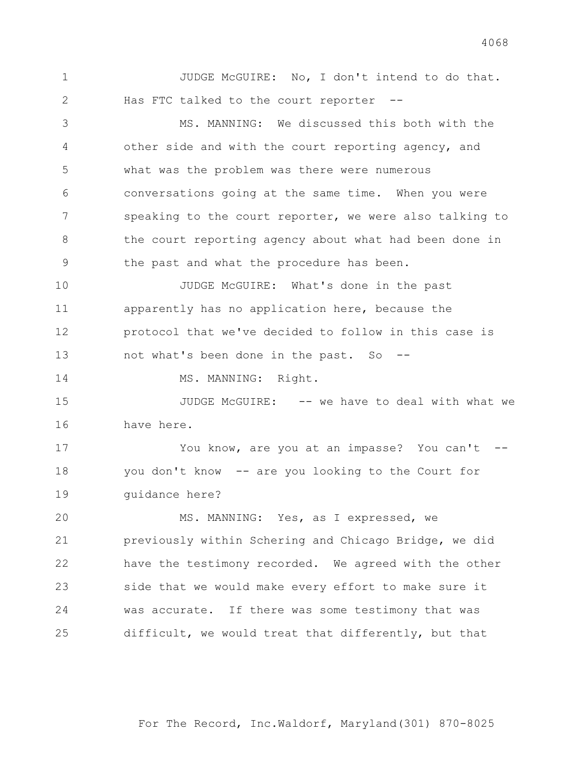JUDGE McGUIRE: No, I don't intend to do that. Has FTC talked to the court reporter --

MS. MANNING: We discussed this both with the other side and with the court reporting agency, and what was the problem was there were numerous conversations going at the same time. When you were speaking to the court reporter, we were also talking to the court reporting agency about what had been done in the past and what the procedure has been.

JUDGE McGUIRE: What's done in the past apparently has no application here, because the protocol that we've decided to follow in this case is not what's been done in the past. So --

MS. MANNING: Right.

JUDGE McGUIRE: -- we have to deal with what we have here.

You know, are you at an impasse? You can't -- you don't know -- are you looking to the Court for guidance here?

MS. MANNING: Yes, as I expressed, we previously within Schering and Chicago Bridge, we did have the testimony recorded. We agreed with the other side that we would make every effort to make sure it was accurate. If there was some testimony that was difficult, we would treat that differently, but that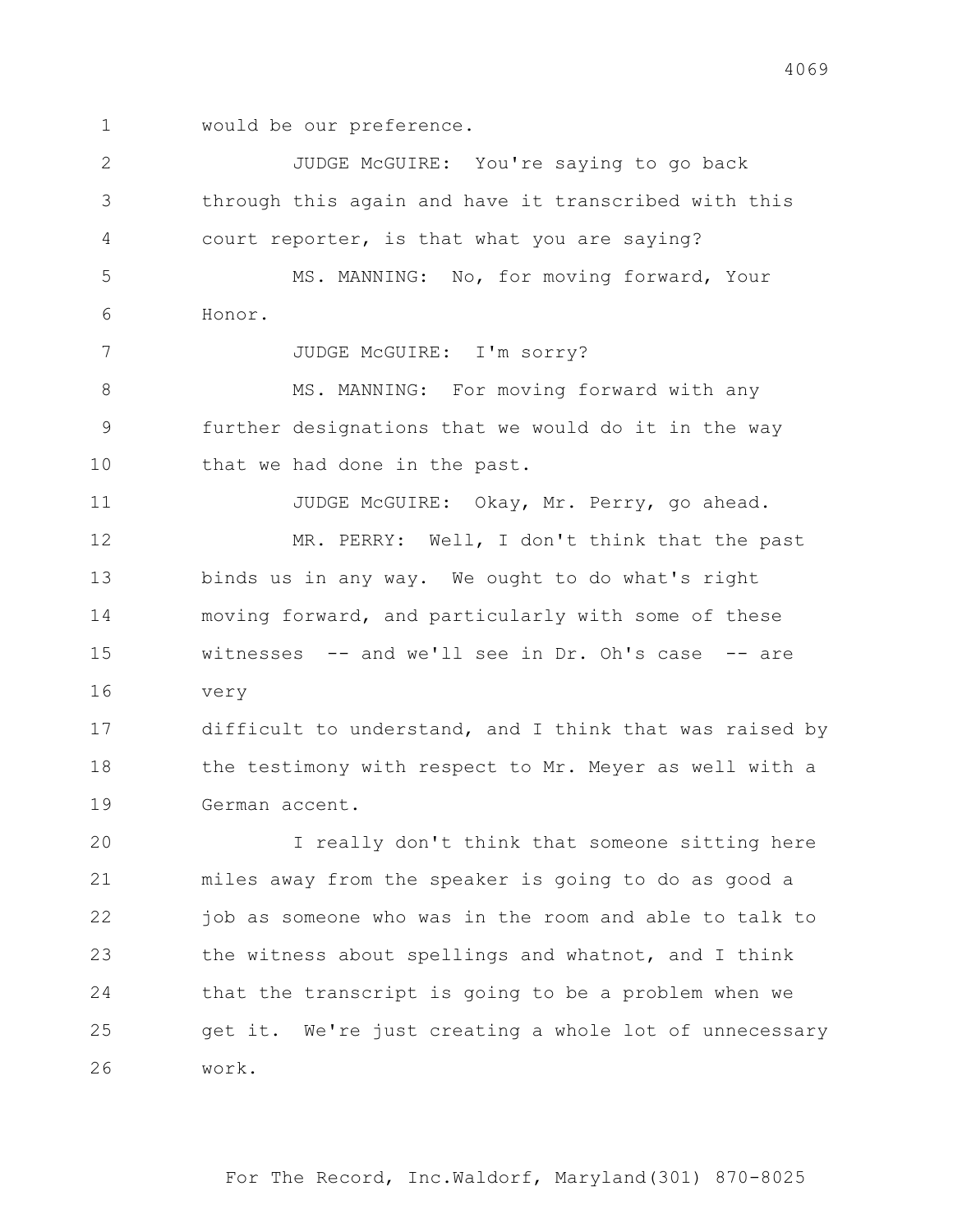would be our preference.

JUDGE McGUIRE: You're saying to go back through this again and have it transcribed with this court reporter, is that what you are saying?

MS. MANNING: No, for moving forward, Your Honor.

JUDGE McGUIRE: I'm sorry?

MS. MANNING: For moving forward with any further designations that we would do it in the way that we had done in the past.

JUDGE McGUIRE: Okay, Mr. Perry, go ahead.

MR. PERRY: Well, I don't think that the past binds us in any way. We ought to do what's right moving forward, and particularly with some of these witnesses -- and we'll see in Dr. Oh's case -- are very difficult to understand, and I think that was raised by the testimony with respect to Mr. Meyer as well with a German accent.

I really don't think that someone sitting here miles away from the speaker is going to do as good a job as someone who was in the room and able to talk to the witness about spellings and whatnot, and I think that the transcript is going to be a problem when we get it. We're just creating a whole lot of unnecessary work.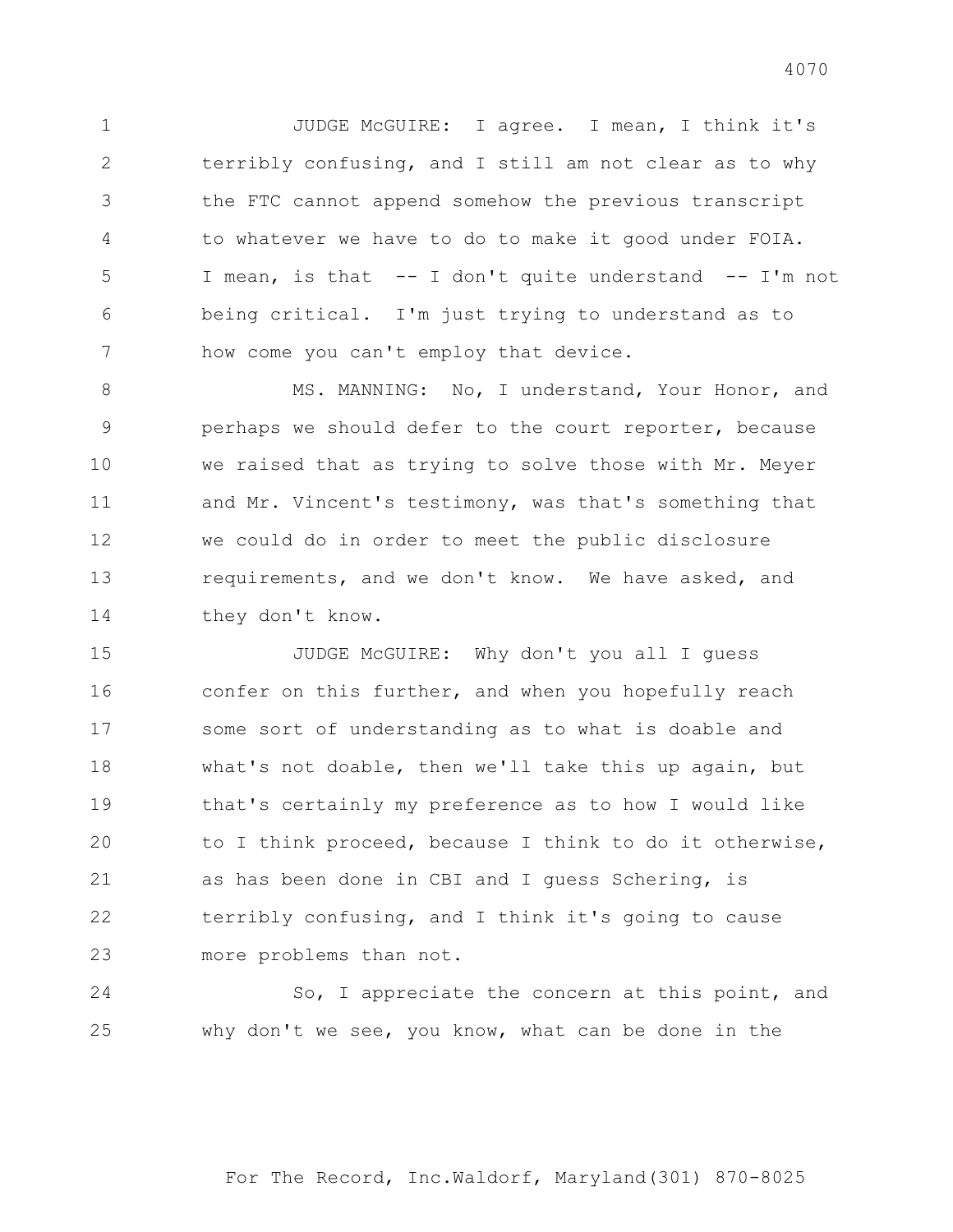JUDGE McGUIRE: I agree. I mean, I think it's terribly confusing, and I still am not clear as to why the FTC cannot append somehow the previous transcript to whatever we have to do to make it good under FOIA. I mean, is that -- I don't quite understand -- I'm not being critical. I'm just trying to understand as to how come you can't employ that device.

MS. MANNING: No, I understand, Your Honor, and perhaps we should defer to the court reporter, because we raised that as trying to solve those with Mr. Meyer and Mr. Vincent's testimony, was that's something that we could do in order to meet the public disclosure requirements, and we don't know. We have asked, and they don't know.

JUDGE McGUIRE: Why don't you all I guess confer on this further, and when you hopefully reach some sort of understanding as to what is doable and what's not doable, then we'll take this up again, but that's certainly my preference as to how I would like to I think proceed, because I think to do it otherwise, as has been done in CBI and I guess Schering, is terribly confusing, and I think it's going to cause more problems than not.

So, I appreciate the concern at this point, and why don't we see, you know, what can be done in the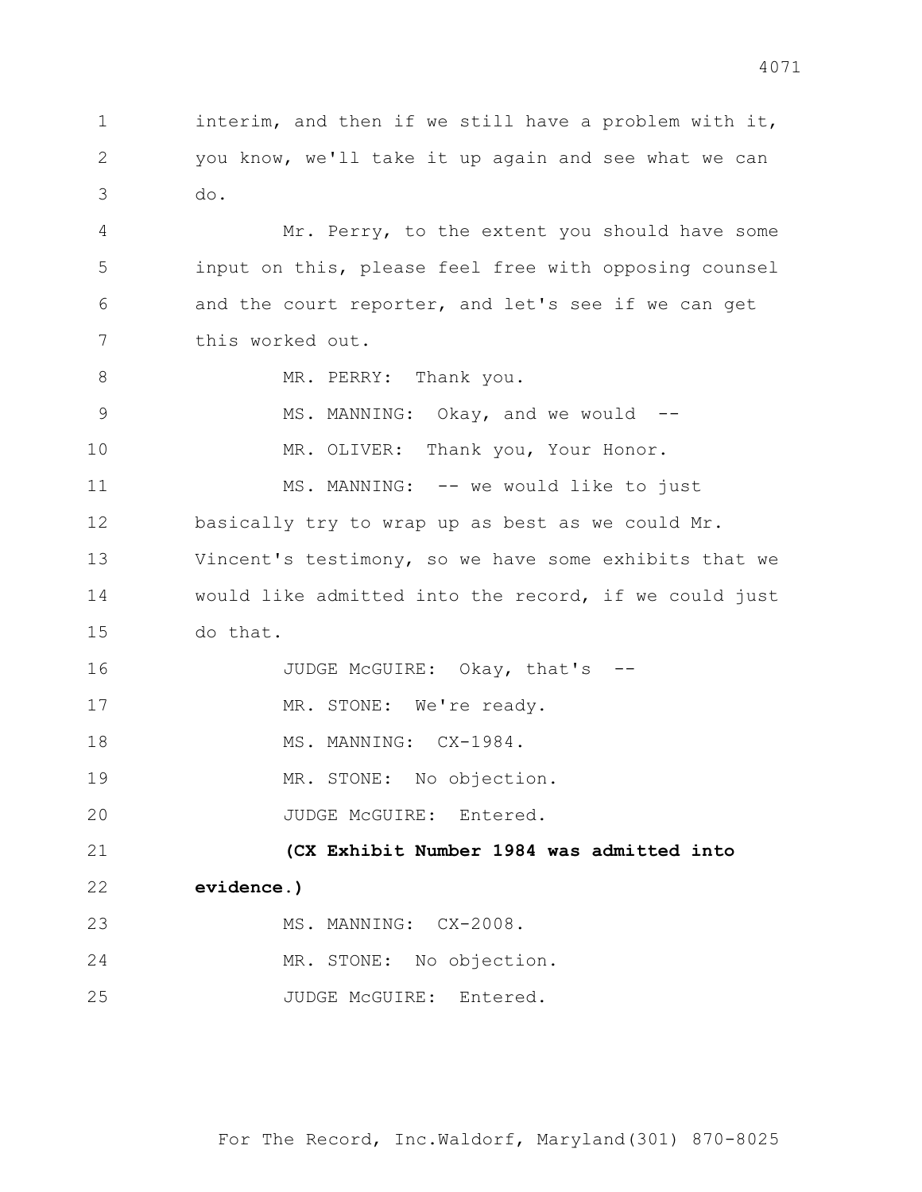interim, and then if we still have a problem with it, you know, we'll take it up again and see what we can do.

Mr. Perry, to the extent you should have some input on this, please feel free with opposing counsel and the court reporter, and let's see if we can get this worked out.

MR. PERRY: Thank you.

MS. MANNING: Okay, and we would --

MR. OLIVER: Thank you, Your Honor.

MS. MANNING: -- we would like to just basically try to wrap up as best as we could Mr. Vincent's testimony, so we have some exhibits that we would like admitted into the record, if we could just do that.

JUDGE McGUIRE: Okay, that's --

MR. STONE: We're ready.

MS. MANNING: CX-1984.

MR. STONE: No objection.

JUDGE McGUIRE: Entered.

**(CX Exhibit Number 1984 was admitted into evidence.)**

MS. MANNING: CX-2008.

MR. STONE: No objection.

JUDGE McGUIRE: Entered.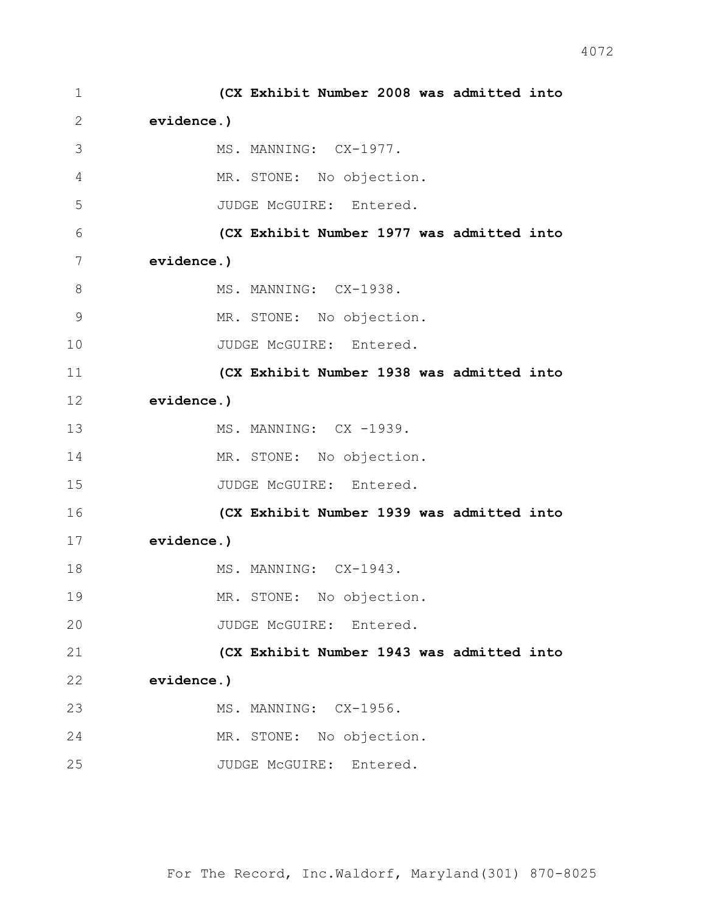**(CX Exhibit Number 2008 was admitted into evidence.)**

MS. MANNING: CX-1977.

MR. STONE: No objection.

JUDGE McGUIRE: Entered.

**(CX Exhibit Number 1977 was admitted into evidence.)**

MS. MANNING: CX-1938.

MR. STONE: No objection.

JUDGE McGUIRE: Entered.

**(CX Exhibit Number 1938 was admitted into evidence.)**

MS. MANNING: CX -1939.

MR. STONE: No objection.

JUDGE McGUIRE: Entered.

**(CX Exhibit Number 1939 was admitted into evidence.)**

MS. MANNING: CX-1943.

MR. STONE: No objection.

JUDGE McGUIRE: Entered.

**(CX Exhibit Number 1943 was admitted into evidence.)**

MS. MANNING: CX-1956.

MR. STONE: No objection.

JUDGE McGUIRE: Entered.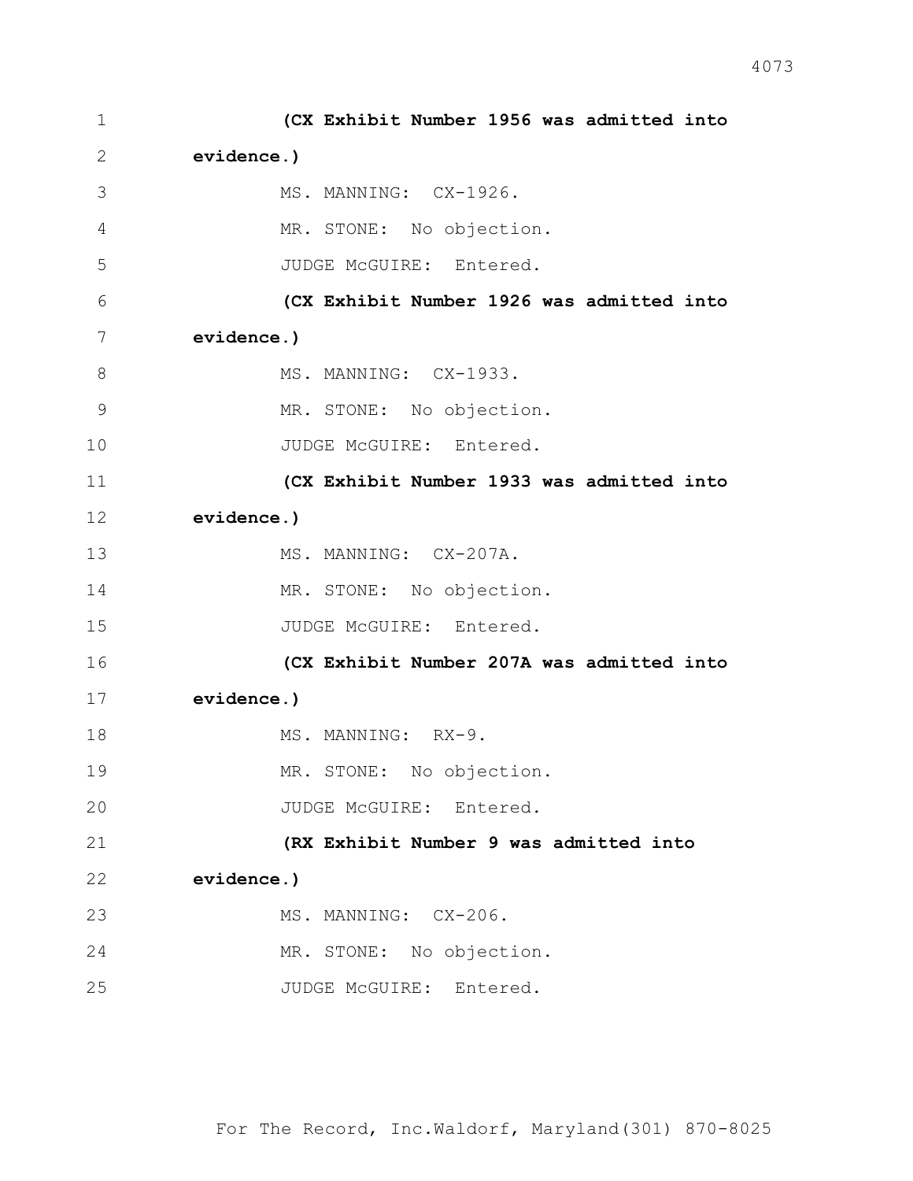**(CX Exhibit Number 1956 was admitted into evidence.)**

MS. MANNING: CX-1926.

MR. STONE: No objection.

JUDGE McGUIRE: Entered.

**(CX Exhibit Number 1926 was admitted into evidence.)**

MS. MANNING: CX-1933.

MR. STONE: No objection.

JUDGE McGUIRE: Entered.

**(CX Exhibit Number 1933 was admitted into evidence.)**

MS. MANNING: CX-207A.

MR. STONE: No objection.

JUDGE McGUIRE: Entered.

**(CX Exhibit Number 207A was admitted into evidence.)**

MS. MANNING: RX-9.

MR. STONE: No objection.

JUDGE McGUIRE: Entered.

**(RX Exhibit Number 9 was admitted into evidence.)**

MS. MANNING: CX-206.

MR. STONE: No objection.

JUDGE McGUIRE: Entered.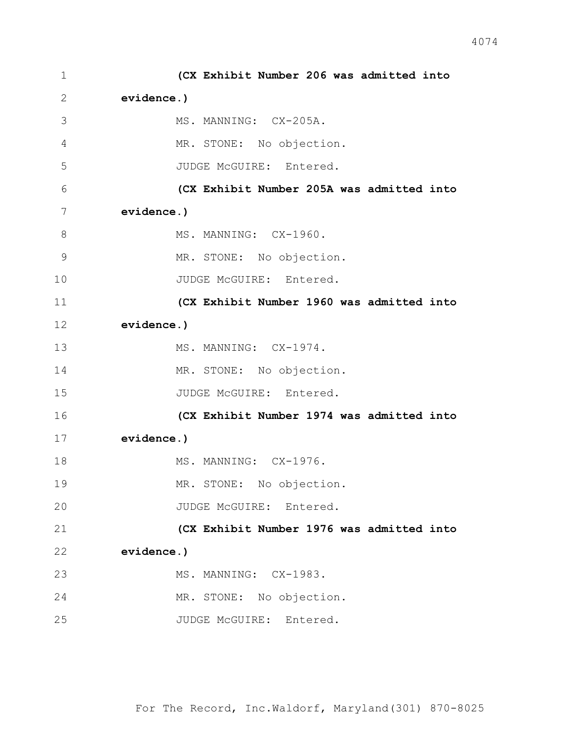**(CX Exhibit Number 206 was admitted into evidence.)**

MS. MANNING: CX-205A.

MR. STONE: No objection.

JUDGE McGUIRE: Entered.

**(CX Exhibit Number 205A was admitted into evidence.)**

MS. MANNING: CX-1960.

MR. STONE: No objection.

JUDGE McGUIRE: Entered.

**(CX Exhibit Number 1960 was admitted into evidence.)**

MS. MANNING: CX-1974.

MR. STONE: No objection.

JUDGE McGUIRE: Entered.

**(CX Exhibit Number 1974 was admitted into evidence.)**

MS. MANNING: CX-1976.

MR. STONE: No objection.

JUDGE McGUIRE: Entered.

**(CX Exhibit Number 1976 was admitted into evidence.)**

MS. MANNING: CX-1983.

MR. STONE: No objection.

JUDGE McGUIRE: Entered.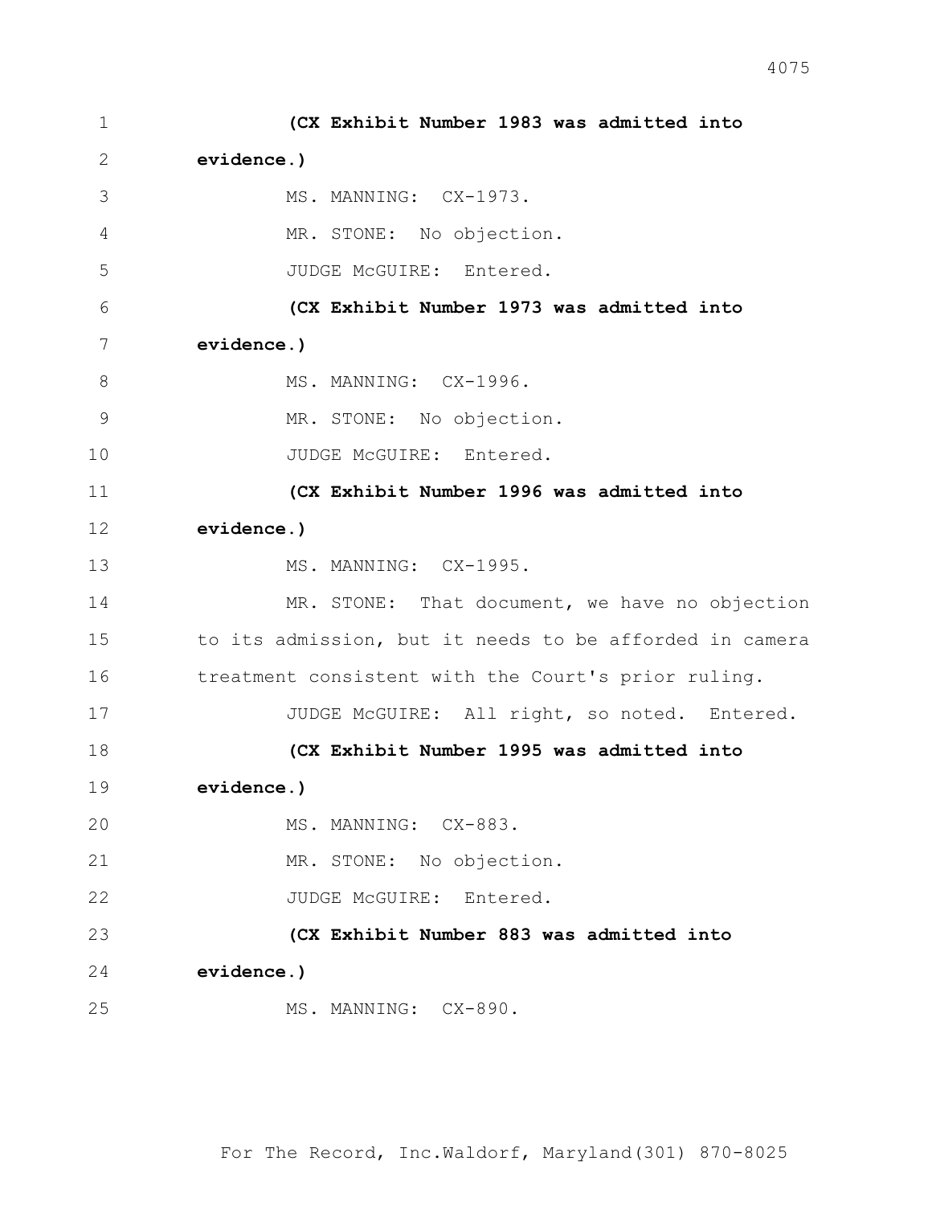**(CX Exhibit Number 1983 was admitted into evidence.)**

MS. MANNING: CX-1973.

MR. STONE: No objection.

JUDGE McGUIRE: Entered.

**(CX Exhibit Number 1973 was admitted into evidence.)**

MS. MANNING: CX-1996.

MR. STONE: No objection.

JUDGE McGUIRE: Entered.

**(CX Exhibit Number 1996 was admitted into evidence.)**

MS. MANNING: CX-1995.

MR. STONE: That document, we have no objection to its admission, but it needs to be afforded in camera treatment consistent with the Court's prior ruling.

JUDGE McGUIRE: All right, so noted. Entered.

**(CX Exhibit Number 1995 was admitted into evidence.)**

MS. MANNING: CX-883.

MR. STONE: No objection.

JUDGE McGUIRE: Entered.

**(CX Exhibit Number 883 was admitted into evidence.)**

MS. MANNING: CX-890.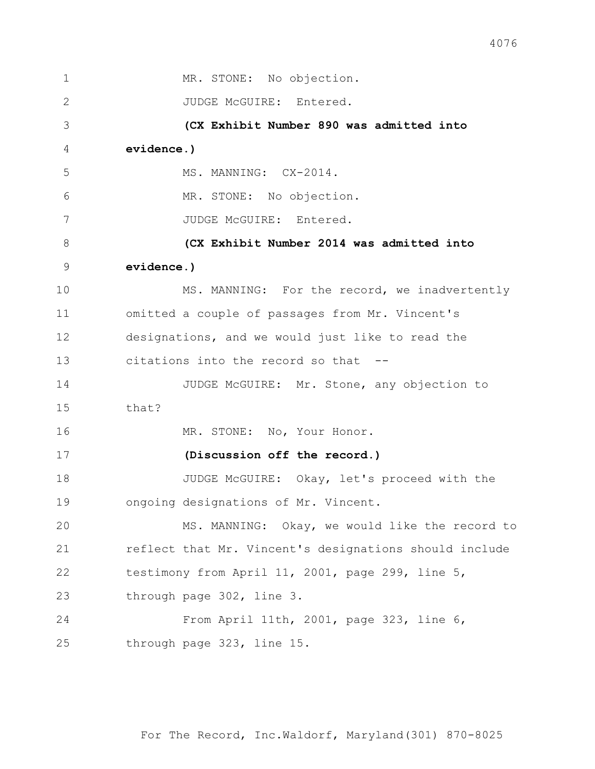MR. STONE: No objection.

JUDGE McGUIRE: Entered.

**(CX Exhibit Number 890 was admitted into evidence.)**

MS. MANNING: CX-2014.

MR. STONE: No objection.

JUDGE McGUIRE: Entered.

**(CX Exhibit Number 2014 was admitted into evidence.)**

MS. MANNING: For the record, we inadvertently omitted a couple of passages from Mr. Vincent's designations, and we would just like to read the citations into the record so that --

JUDGE McGUIRE: Mr. Stone, any objection to that?

MR. STONE: No, Your Honor.

**(Discussion off the record.)**

JUDGE McGUIRE: Okay, let's proceed with the ongoing designations of Mr. Vincent.

MS. MANNING: Okay, we would like the record to reflect that Mr. Vincent's designations should include testimony from April 11, 2001, page 299, line 5, through page 302, line 3.

From April 11th, 2001, page 323, line 6, through page 323, line 15.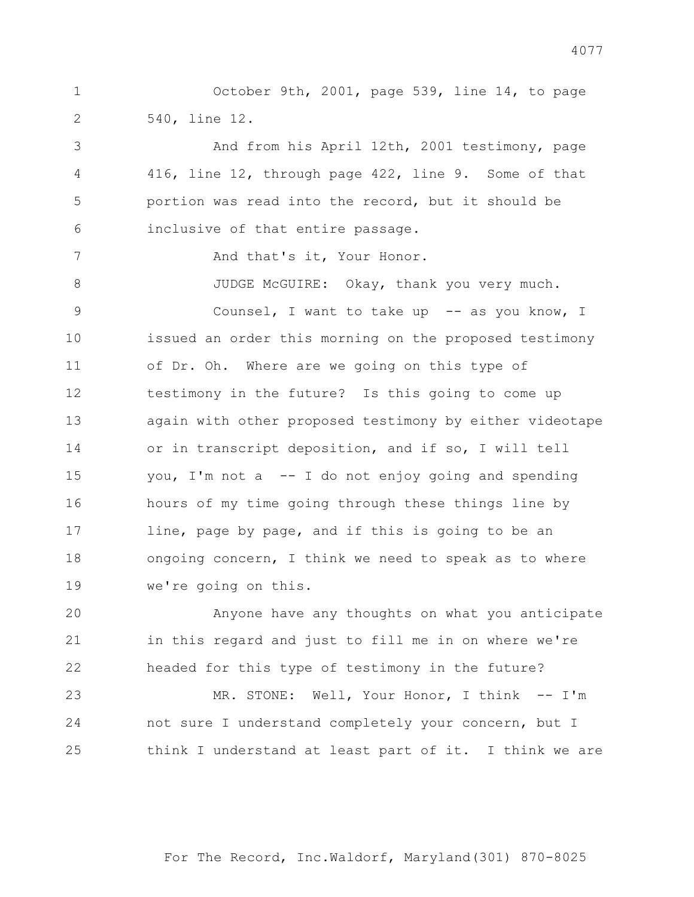October 9th, 2001, page 539, line 14, to page 540, line 12.

And from his April 12th, 2001 testimony, page 416, line 12, through page 422, line 9. Some of that portion was read into the record, but it should be inclusive of that entire passage.

And that's it, Your Honor.

JUDGE McGUIRE: Okay, thank you very much.

Counsel, I want to take up -- as you know, I issued an order this morning on the proposed testimony of Dr. Oh. Where are we going on this type of testimony in the future? Is this going to come up again with other proposed testimony by either videotape or in transcript deposition, and if so, I will tell you, I'm not a -- I do not enjoy going and spending hours of my time going through these things line by line, page by page, and if this is going to be an ongoing concern, I think we need to speak as to where we're going on this.

Anyone have any thoughts on what you anticipate in this regard and just to fill me in on where we're headed for this type of testimony in the future?

MR. STONE: Well, Your Honor, I think -- I'm not sure I understand completely your concern, but I think I understand at least part of it. I think we are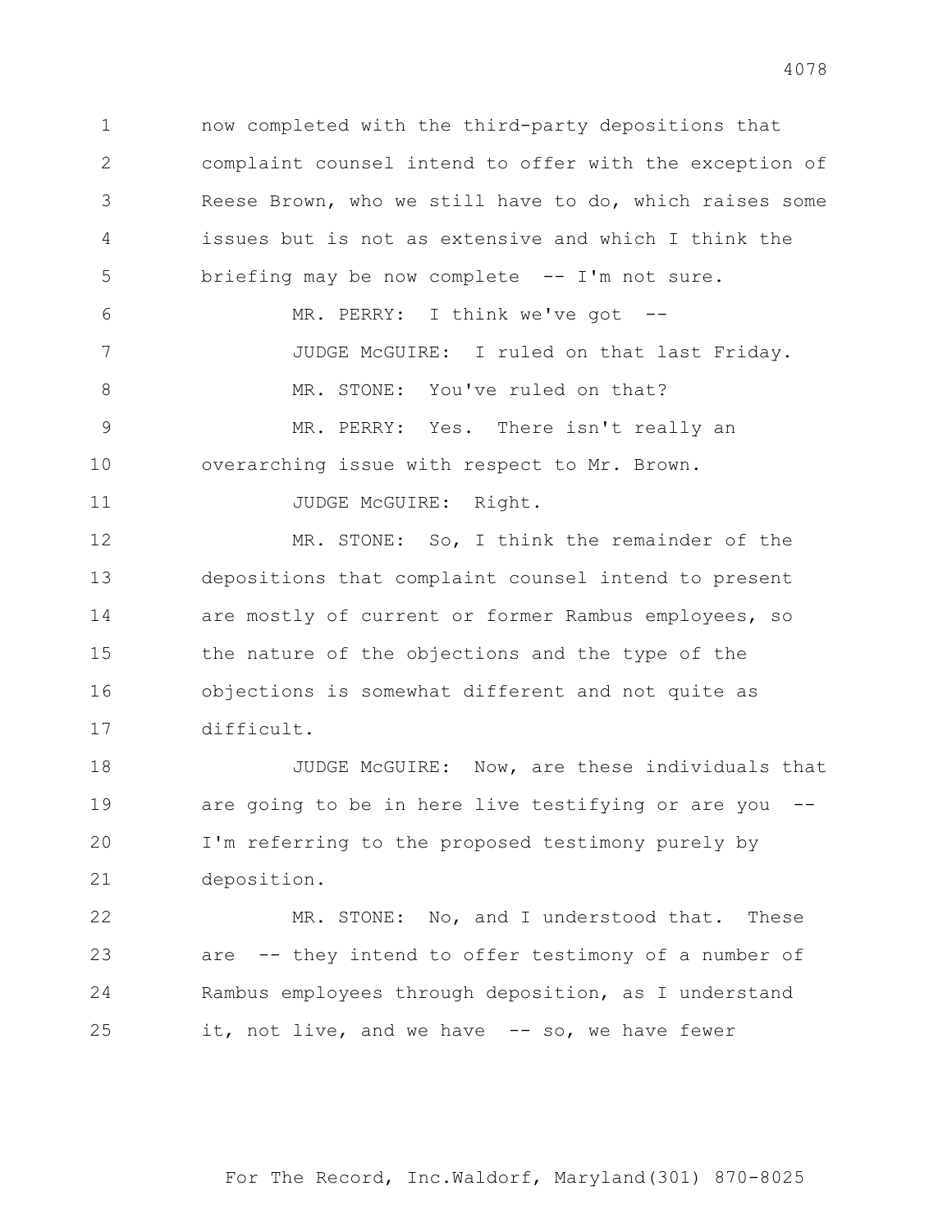now completed with the third-party depositions that complaint counsel intend to offer with the exception of Reese Brown, who we still have to do, which raises some issues but is not as extensive and which I think the briefing may be now complete -- I'm not sure.

MR. PERRY: I think we've got --

JUDGE McGUIRE: I ruled on that last Friday.

MR. STONE: You've ruled on that?

MR. PERRY: Yes. There isn't really an overarching issue with respect to Mr. Brown.

JUDGE McGUIRE: Right.

MR. STONE: So, I think the remainder of the depositions that complaint counsel intend to present are mostly of current or former Rambus employees, so the nature of the objections and the type of the objections is somewhat different and not quite as difficult.

JUDGE McGUIRE: Now, are these individuals that are going to be in here live testifying or are you -- I'm referring to the proposed testimony purely by deposition.

MR. STONE: No, and I understood that. These are -- they intend to offer testimony of a number of Rambus employees through deposition, as I understand it, not live, and we have -- so, we have fewer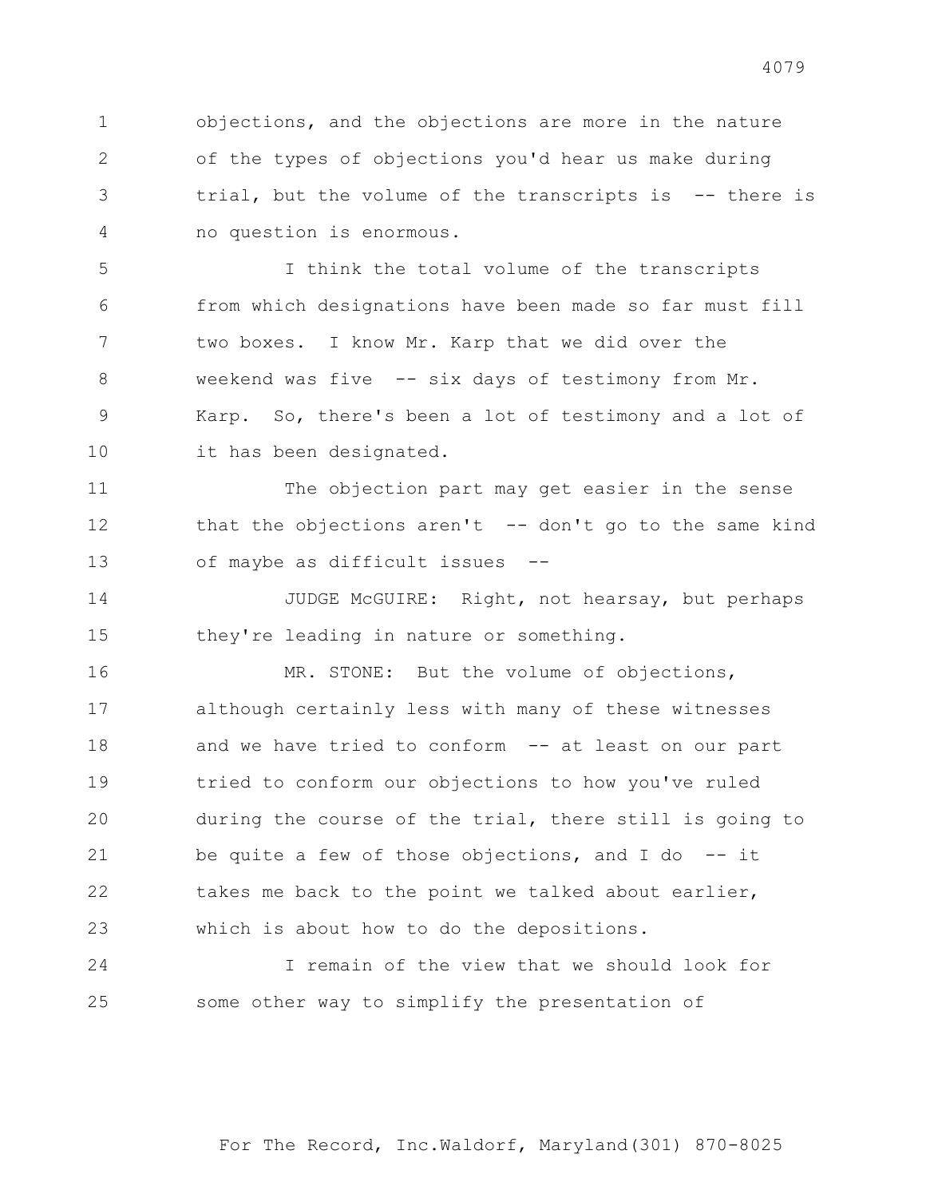objections, and the objections are more in the nature of the types of objections you'd hear us make during trial, but the volume of the transcripts is -- there is no question is enormous.

I think the total volume of the transcripts from which designations have been made so far must fill two boxes. I know Mr. Karp that we did over the weekend was five -- six days of testimony from Mr. Karp. So, there's been a lot of testimony and a lot of it has been designated.

The objection part may get easier in the sense that the objections aren't -- don't go to the same kind of maybe as difficult issues --

JUDGE McGUIRE: Right, not hearsay, but perhaps they're leading in nature or something.

MR. STONE: But the volume of objections, although certainly less with many of these witnesses and we have tried to conform -- at least on our part tried to conform our objections to how you've ruled during the course of the trial, there still is going to be quite a few of those objections, and I do -- it takes me back to the point we talked about earlier, which is about how to do the depositions.

I remain of the view that we should look for some other way to simplify the presentation of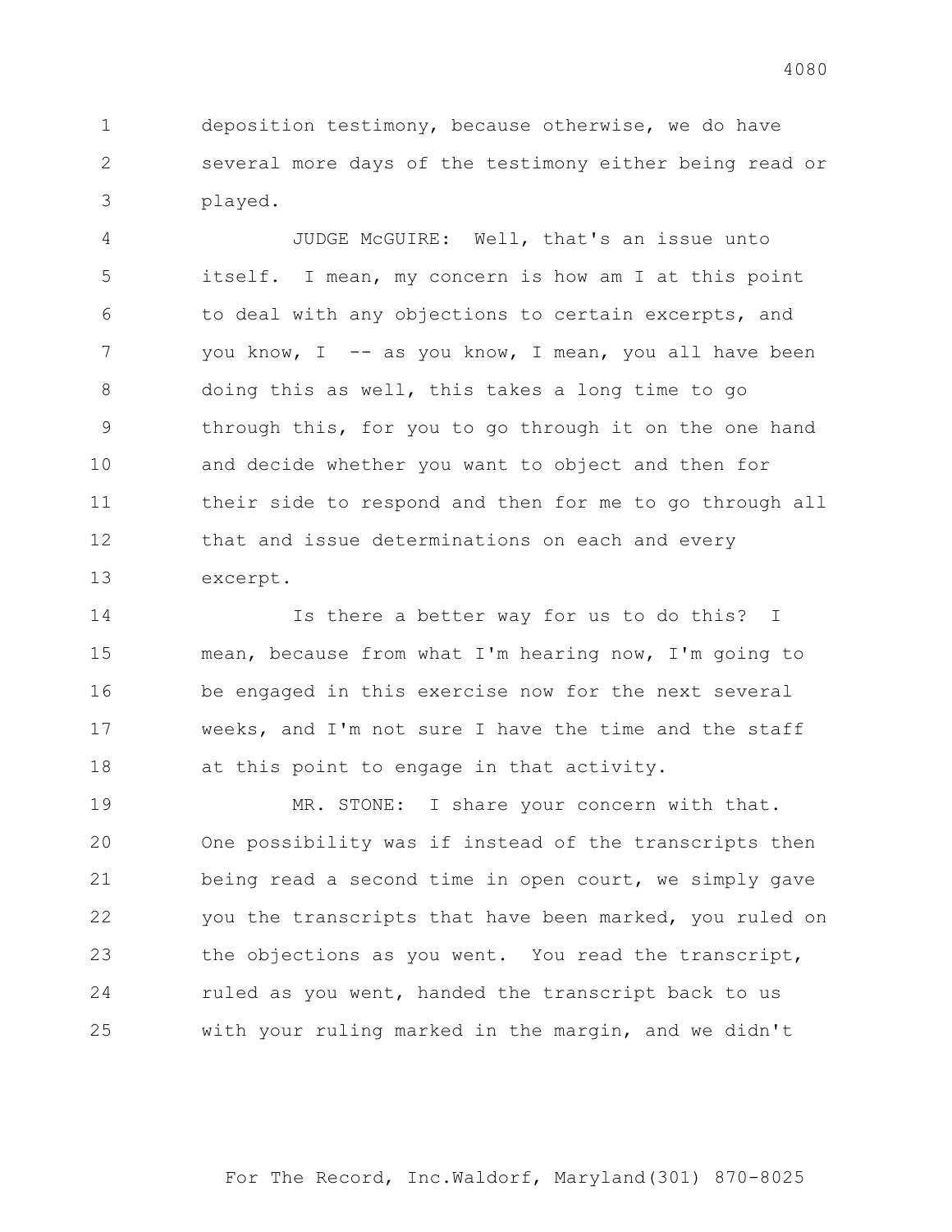deposition testimony, because otherwise, we do have several more days of the testimony either being read or played.

JUDGE McGUIRE: Well, that's an issue unto itself. I mean, my concern is how am I at this point to deal with any objections to certain excerpts, and you know, I -- as you know, I mean, you all have been doing this as well, this takes a long time to go through this, for you to go through it on the one hand and decide whether you want to object and then for their side to respond and then for me to go through all that and issue determinations on each and every excerpt.

Is there a better way for us to do this? I mean, because from what I'm hearing now, I'm going to be engaged in this exercise now for the next several weeks, and I'm not sure I have the time and the staff at this point to engage in that activity.

MR. STONE: I share your concern with that. One possibility was if instead of the transcripts then being read a second time in open court, we simply gave you the transcripts that have been marked, you ruled on the objections as you went. You read the transcript, ruled as you went, handed the transcript back to us with your ruling marked in the margin, and we didn't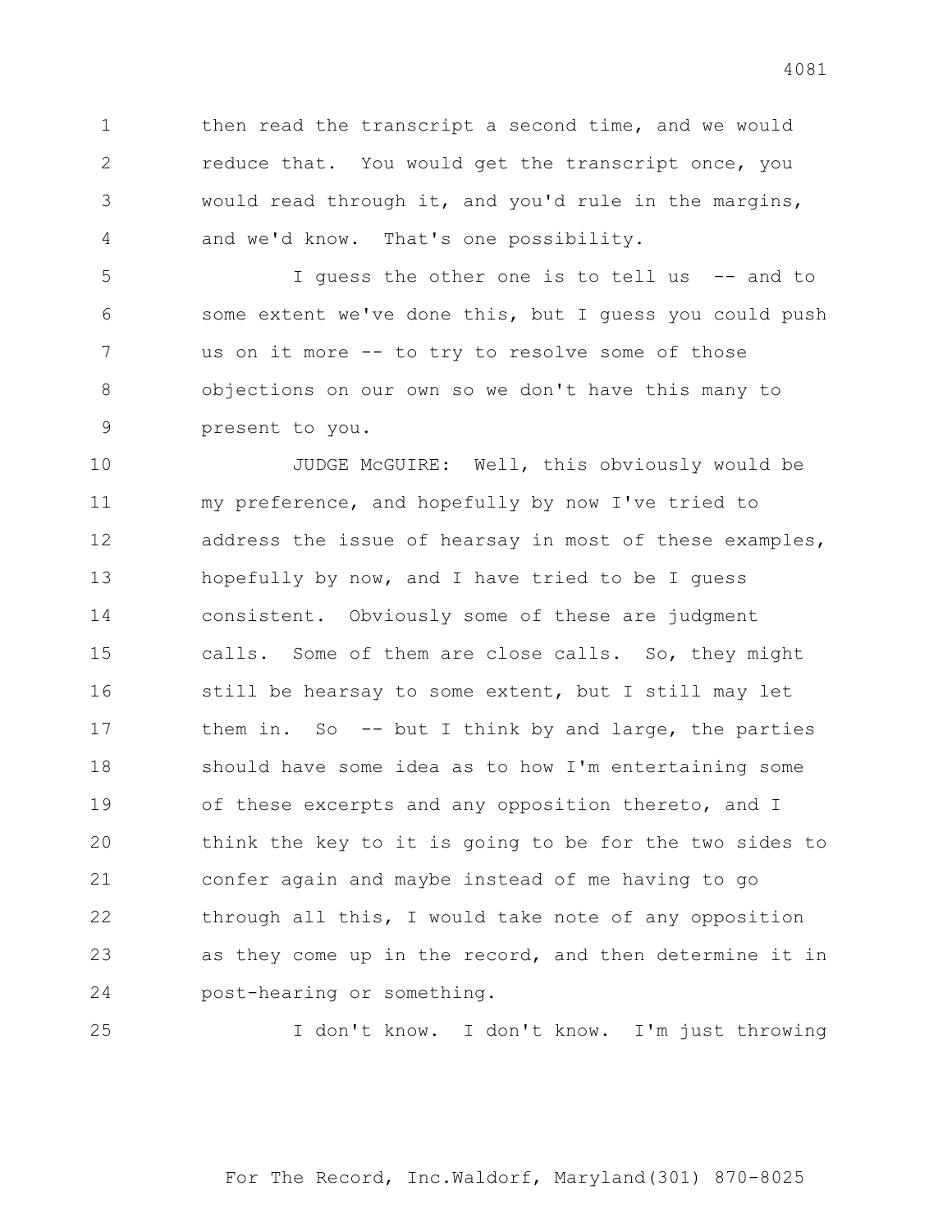then read the transcript a second time, and we would reduce that. You would get the transcript once, you would read through it, and you'd rule in the margins, and we'd know. That's one possibility.

I guess the other one is to tell us -- and to some extent we've done this, but I guess you could push us on it more -- to try to resolve some of those objections on our own so we don't have this many to present to you.

JUDGE McGUIRE: Well, this obviously would be my preference, and hopefully by now I've tried to address the issue of hearsay in most of these examples, hopefully by now, and I have tried to be I guess consistent. Obviously some of these are judgment calls. Some of them are close calls. So, they might still be hearsay to some extent, but I still may let them in. So -- but I think by and large, the parties should have some idea as to how I'm entertaining some of these excerpts and any opposition thereto, and I think the key to it is going to be for the two sides to confer again and maybe instead of me having to go through all this, I would take note of any opposition as they come up in the record, and then determine it in post-hearing or something.

I don't know. I don't know. I'm just throwing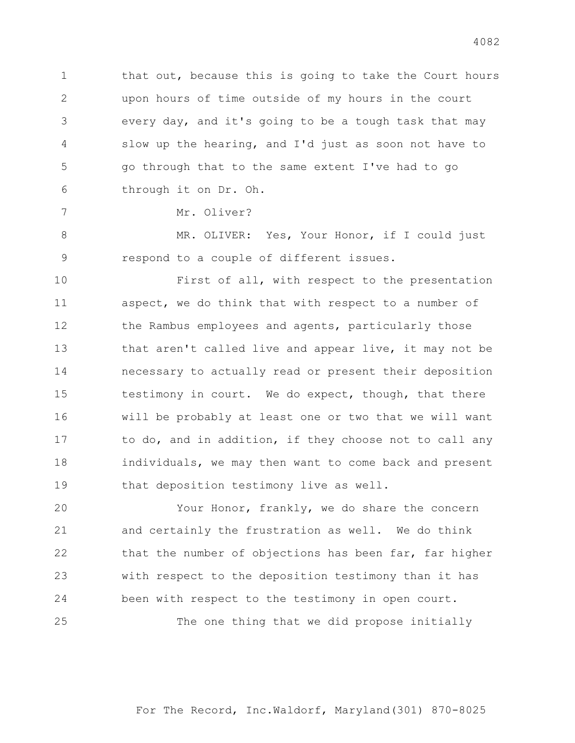that out, because this is going to take the Court hours upon hours of time outside of my hours in the court every day, and it's going to be a tough task that may slow up the hearing, and I'd just as soon not have to go through that to the same extent I've had to go through it on Dr. Oh.

Mr. Oliver?

MR. OLIVER: Yes, Your Honor, if I could just respond to a couple of different issues.

First of all, with respect to the presentation aspect, we do think that with respect to a number of the Rambus employees and agents, particularly those that aren't called live and appear live, it may not be necessary to actually read or present their deposition testimony in court. We do expect, though, that there will be probably at least one or two that we will want to do, and in addition, if they choose not to call any individuals, we may then want to come back and present that deposition testimony live as well.

Your Honor, frankly, we do share the concern and certainly the frustration as well. We do think that the number of objections has been far, far higher with respect to the deposition testimony than it has been with respect to the testimony in open court.

The one thing that we did propose initially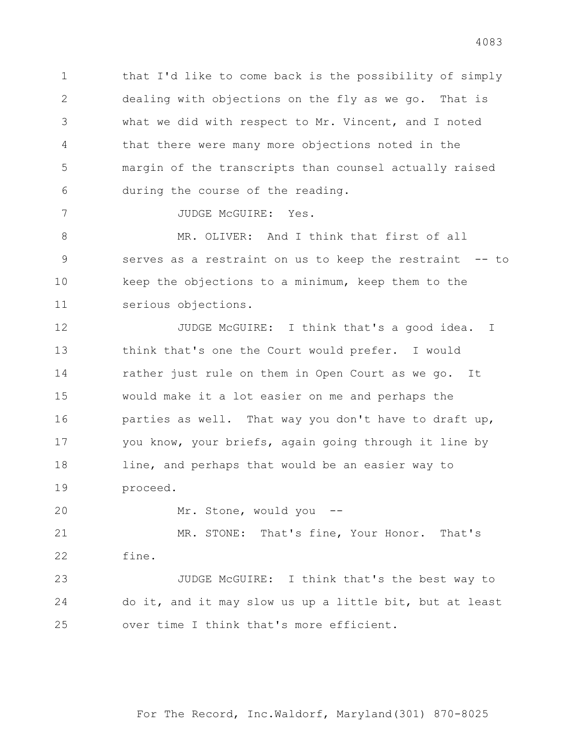that I'd like to come back is the possibility of simply dealing with objections on the fly as we go. That is what we did with respect to Mr. Vincent, and I noted that there were many more objections noted in the margin of the transcripts than counsel actually raised during the course of the reading.

JUDGE McGUIRE: Yes.

MR. OLIVER: And I think that first of all serves as a restraint on us to keep the restraint -- to keep the objections to a minimum, keep them to the serious objections.

JUDGE McGUIRE: I think that's a good idea. I think that's one the Court would prefer. I would rather just rule on them in Open Court as we go. It would make it a lot easier on me and perhaps the parties as well. That way you don't have to draft up, you know, your briefs, again going through it line by line, and perhaps that would be an easier way to proceed.

Mr. Stone, would you --

MR. STONE: That's fine, Your Honor. That's fine.

JUDGE McGUIRE: I think that's the best way to do it, and it may slow us up a little bit, but at least over time I think that's more efficient.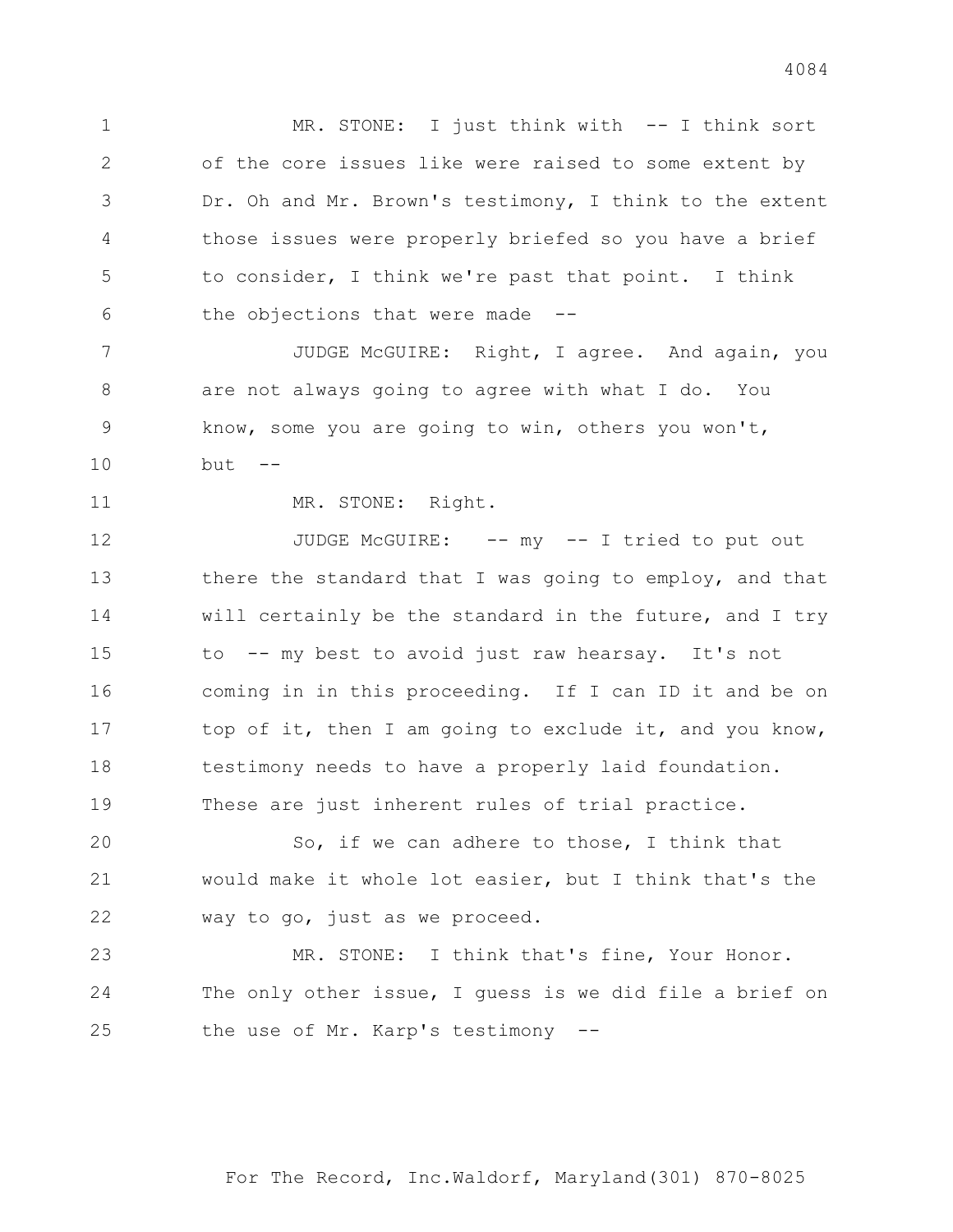MR. STONE: I just think with -- I think sort of the core issues like were raised to some extent by Dr. Oh and Mr. Brown's testimony, I think to the extent those issues were properly briefed so you have a brief to consider, I think we're past that point. I think the objections that were made --

JUDGE McGUIRE: Right, I agree. And again, you are not always going to agree with what I do. You know, some you are going to win, others you won't, but --

MR. STONE: Right.

JUDGE McGUIRE: -- my -- I tried to put out there the standard that I was going to employ, and that will certainly be the standard in the future, and I try to -- my best to avoid just raw hearsay. It's not coming in in this proceeding. If I can ID it and be on top of it, then I am going to exclude it, and you know, testimony needs to have a properly laid foundation. These are just inherent rules of trial practice.

So, if we can adhere to those, I think that would make it whole lot easier, but I think that's the way to go, just as we proceed.

MR. STONE: I think that's fine, Your Honor. The only other issue, I guess is we did file a brief on the use of Mr. Karp's testimony --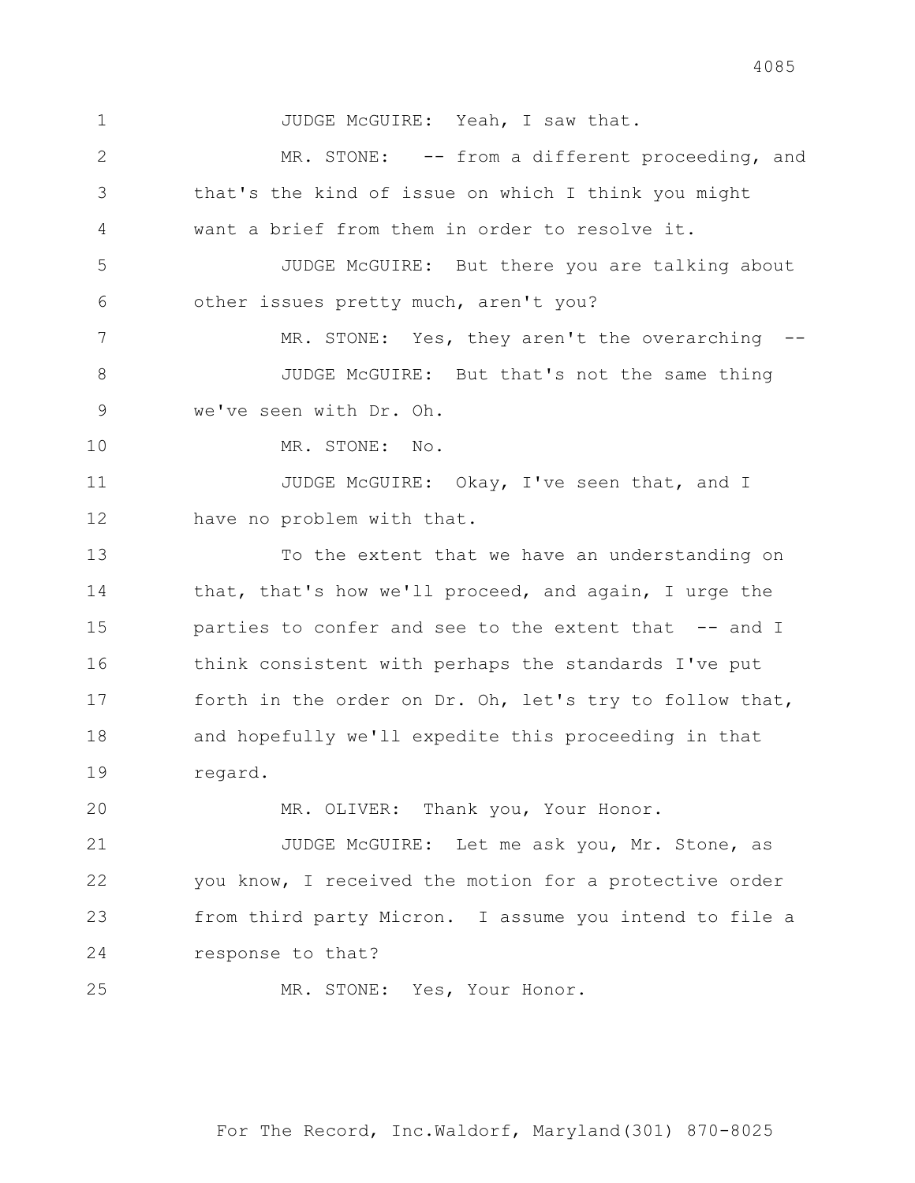1 JUDGE McGUIRE: Yeah, I saw that.

2 MR. STONE: -- from a different proceeding, and

3 that's the kind of issue on which I think you might

4 want a brief from them in order to resolve it.

5 JUDGE McGUIRE: But there you are talking about

6 other issues pretty much, aren't you?

7 MR. STONE: Yes, they aren't the overarching --

8 JUDGE McGUIRE: But that's not the same thing

9 we've seen with Dr. Oh.

10 MR. STONE: No.

11 JUDGE McGUIRE: Okay, I've seen that, and I

12 have no problem with that.

13 To the extent that we have an understanding on

14 that, that's how we'll proceed, and again, I urge the

15 parties to confer and see to the extent that -- and I

16 think consistent with perhaps the standards I've put

17 forth in the order on Dr. Oh, let's try to follow that,

18 and hopefully we'll expedite this proceeding in that

19 regard.

20 MR. OLIVER: Thank you, Your Honor.

21 JUDGE McGUIRE: Let me ask you, Mr. Stone, as

22 you know, I received the motion for a protective order

23 from third party Micron. I assume you intend to file a

24 response to that?

25 MR. STONE: Yes, Your Honor.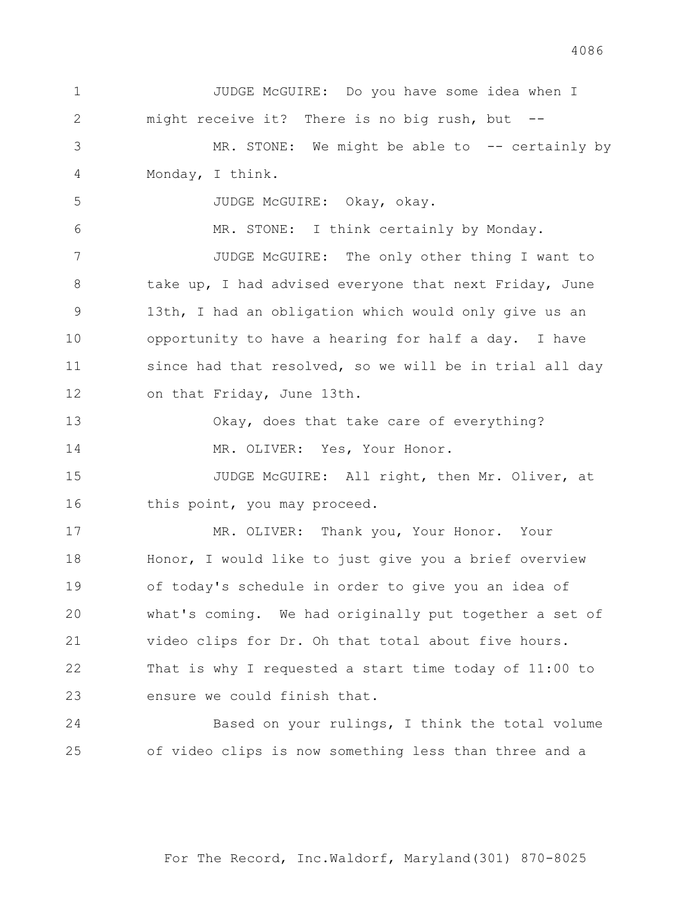JUDGE McGUIRE: Do you have some idea when I might receive it? There is no big rush, but --

MR. STONE: We might be able to -- certainly by Monday, I think.

JUDGE McGUIRE: Okay, okay.

MR. STONE: I think certainly by Monday.

JUDGE McGUIRE: The only other thing I want to take up, I had advised everyone that next Friday, June 13th, I had an obligation which would only give us an opportunity to have a hearing for half a day. I have since had that resolved, so we will be in trial all day on that Friday, June 13th.

Okay, does that take care of everything?

MR. OLIVER: Yes, Your Honor.

JUDGE McGUIRE: All right, then Mr. Oliver, at this point, you may proceed.

MR. OLIVER: Thank you, Your Honor. Your Honor, I would like to just give you a brief overview of today's schedule in order to give you an idea of what's coming. We had originally put together a set of video clips for Dr. Oh that total about five hours. That is why I requested a start time today of 11:00 to ensure we could finish that.

Based on your rulings, I think the total volume of video clips is now something less than three and a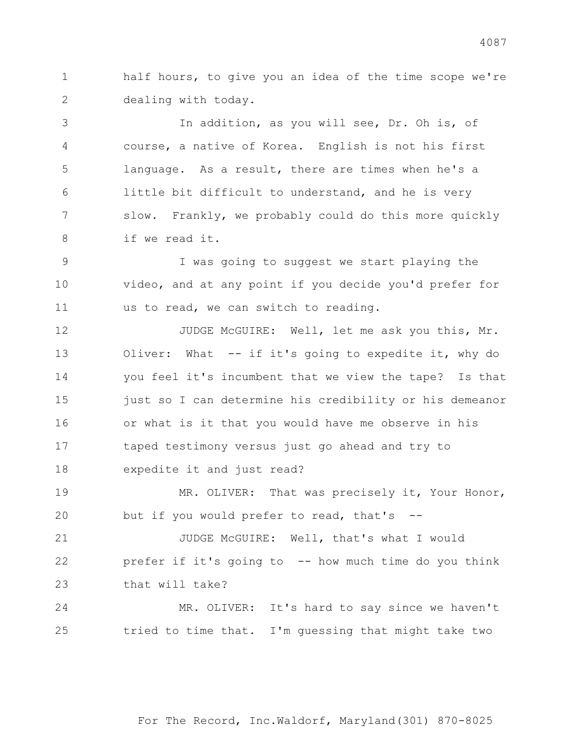half hours, to give you an idea of the time scope we're dealing with today.

In addition, as you will see, Dr. Oh is, of course, a native of Korea. English is not his first language. As a result, there are times when he's a little bit difficult to understand, and he is very slow. Frankly, we probably could do this more quickly if we read it.

I was going to suggest we start playing the video, and at any point if you decide you'd prefer for us to read, we can switch to reading.

JUDGE McGUIRE: Well, let me ask you this, Mr. Oliver: What -- if it's going to expedite it, why do you feel it's incumbent that we view the tape? Is that just so I can determine his credibility or his demeanor or what is it that you would have me observe in his taped testimony versus just go ahead and try to expedite it and just read?

MR. OLIVER: That was precisely it, Your Honor, but if you would prefer to read, that's --

JUDGE McGUIRE: Well, that's what I would prefer if it's going to -- how much time do you think that will take?

MR. OLIVER: It's hard to say since we haven't tried to time that. I'm guessing that might take two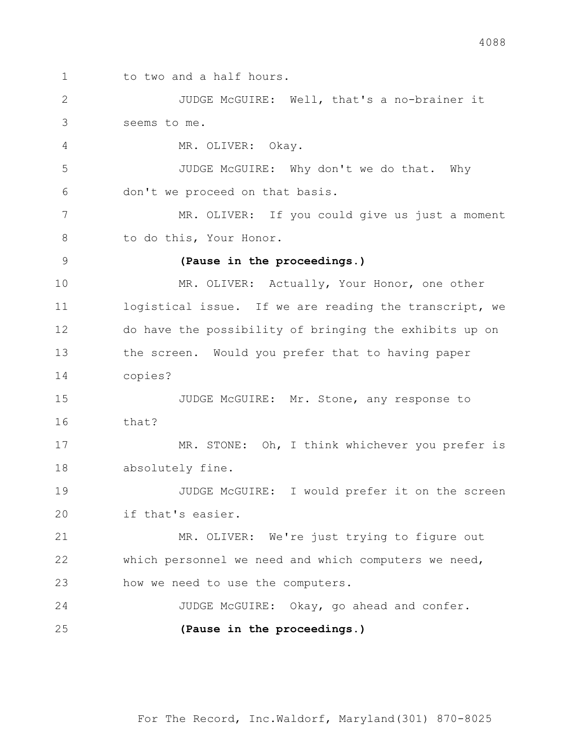to two and a half hours.

JUDGE McGUIRE: Well, that's a no-brainer it seems to me.

MR. OLIVER: Okay.

JUDGE McGUIRE: Why don't we do that. Why don't we proceed on that basis.

MR. OLIVER: If you could give us just a moment to do this, Your Honor.

**(Pause in the proceedings.)**

MR. OLIVER: Actually, Your Honor, one other logistical issue. If we are reading the transcript, we do have the possibility of bringing the exhibits up on the screen. Would you prefer that to having paper copies?

JUDGE McGUIRE: Mr. Stone, any response to that?

MR. STONE: Oh, I think whichever you prefer is absolutely fine.

JUDGE McGUIRE: I would prefer it on the screen if that's easier.

MR. OLIVER: We're just trying to figure out which personnel we need and which computers we need, how we need to use the computers.

JUDGE McGUIRE: Okay, go ahead and confer.

**(Pause in the proceedings.)**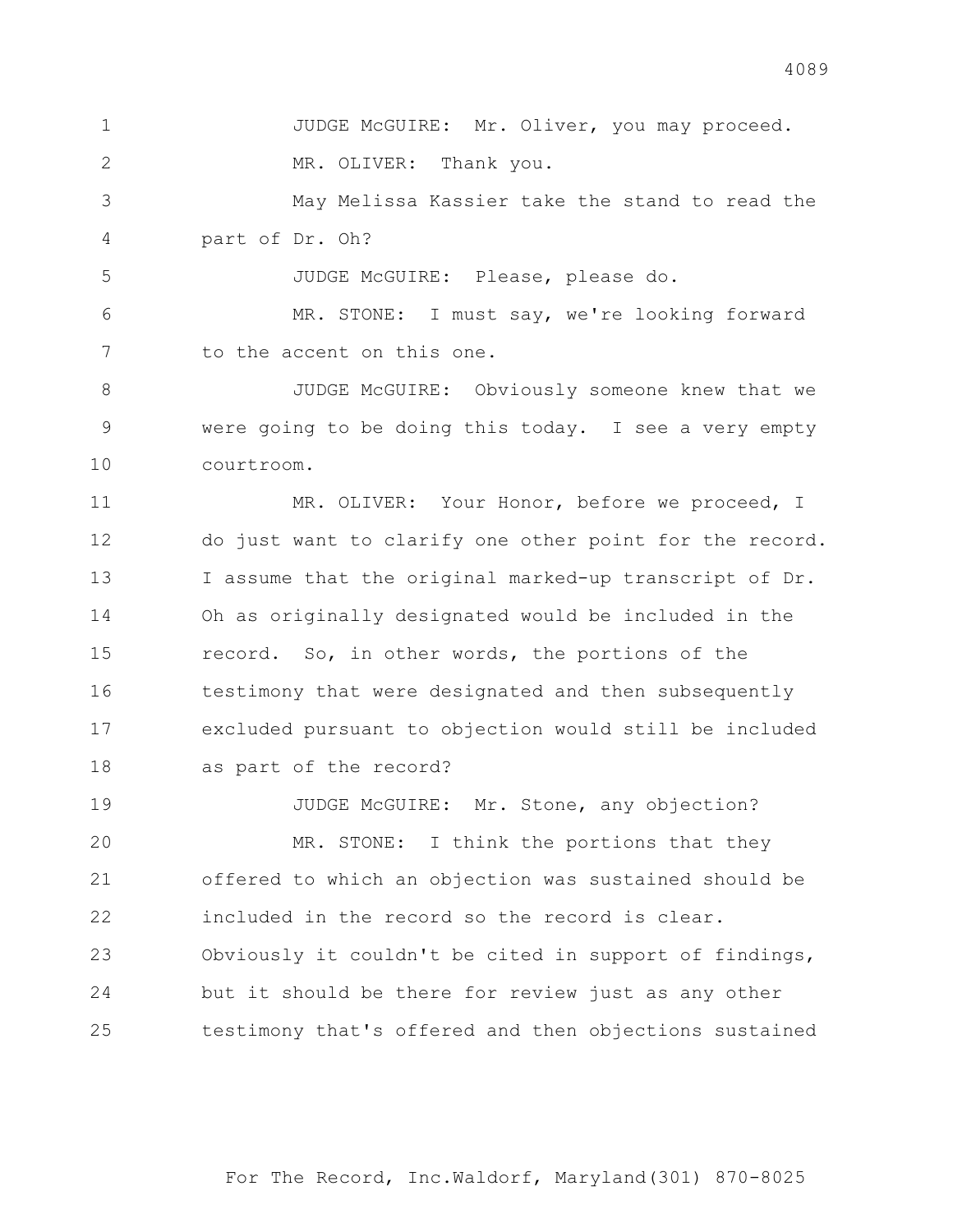JUDGE McGUIRE: Mr. Oliver, you may proceed.

MR. OLIVER: Thank you.

May Melissa Kassier take the stand to read the part of Dr. Oh?

JUDGE McGUIRE: Please, please do.

MR. STONE: I must say, we're looking forward to the accent on this one.

JUDGE McGUIRE: Obviously someone knew that we were going to be doing this today. I see a very empty courtroom.

MR. OLIVER: Your Honor, before we proceed, I do just want to clarify one other point for the record. I assume that the original marked-up transcript of Dr. Oh as originally designated would be included in the record. So, in other words, the portions of the testimony that were designated and then subsequently excluded pursuant to objection would still be included as part of the record?

JUDGE McGUIRE: Mr. Stone, any objection?

MR. STONE: I think the portions that they offered to which an objection was sustained should be included in the record so the record is clear. Obviously it couldn't be cited in support of findings, but it should be there for review just as any other testimony that's offered and then objections sustained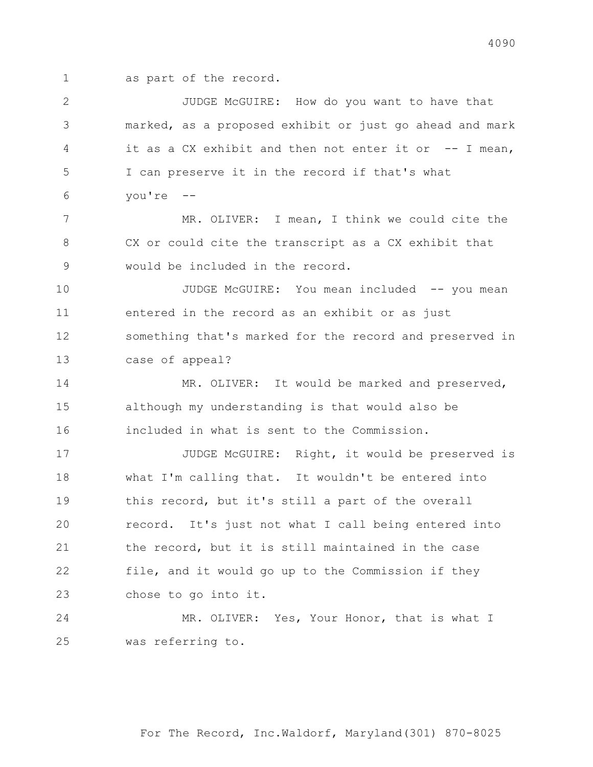as part of the record.

JUDGE McGUIRE: How do you want to have that marked, as a proposed exhibit or just go ahead and mark it as a CX exhibit and then not enter it or -- I mean, I can preserve it in the record if that's what you're --

MR. OLIVER: I mean, I think we could cite the CX or could cite the transcript as a CX exhibit that would be included in the record.

JUDGE McGUIRE: You mean included -- you mean entered in the record as an exhibit or as just something that's marked for the record and preserved in case of appeal?

MR. OLIVER: It would be marked and preserved, although my understanding is that would also be included in what is sent to the Commission.

JUDGE McGUIRE: Right, it would be preserved is what I'm calling that. It wouldn't be entered into this record, but it's still a part of the overall record. It's just not what I call being entered into the record, but it is still maintained in the case file, and it would go up to the Commission if they chose to go into it.

MR. OLIVER: Yes, Your Honor, that is what I was referring to.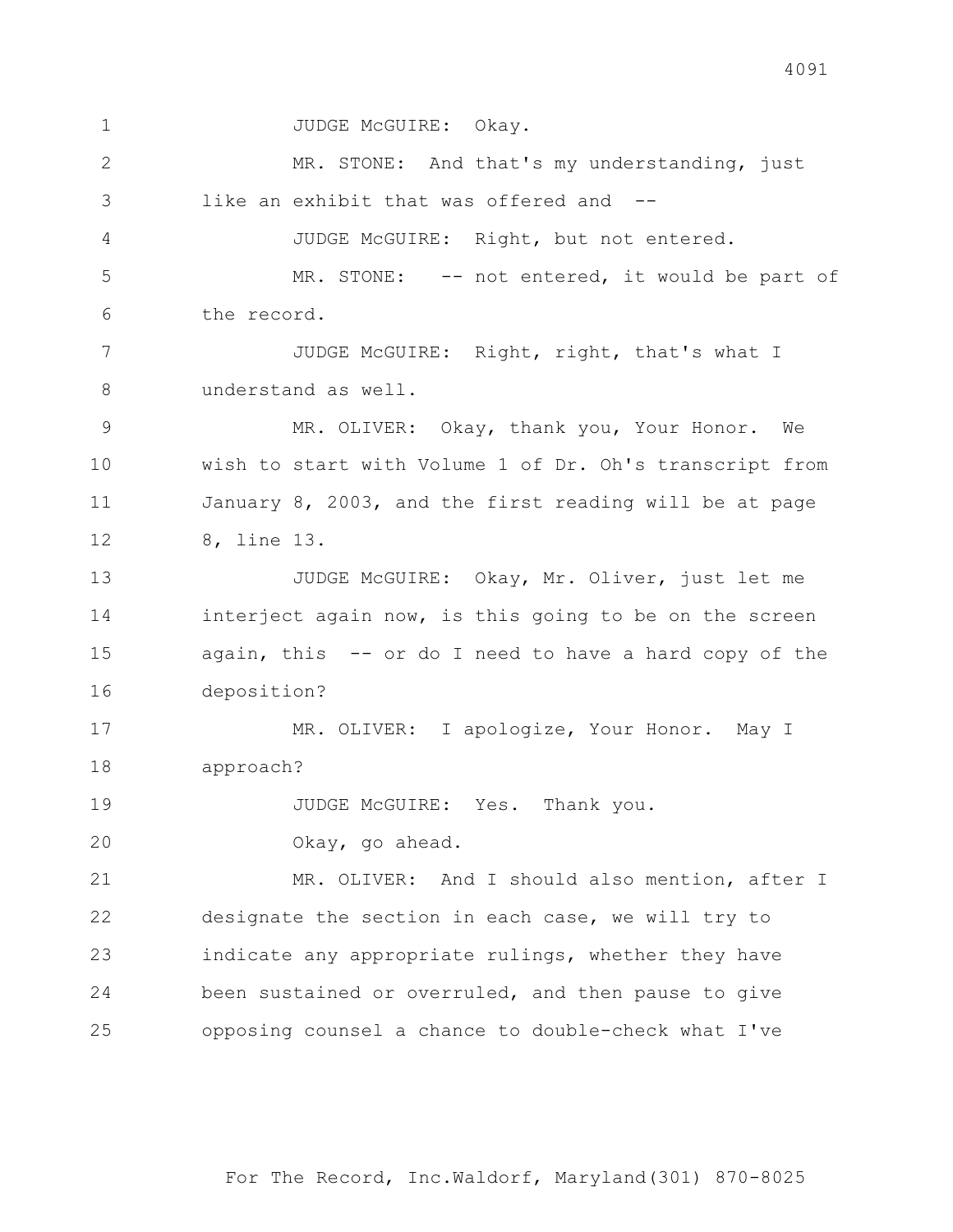JUDGE McGUIRE: Okay.

MR. STONE: And that's my understanding, just like an exhibit that was offered and --

JUDGE McGUIRE: Right, but not entered.

MR. STONE: -- not entered, it would be part of the record.

JUDGE McGUIRE: Right, right, that's what I understand as well.

MR. OLIVER: Okay, thank you, Your Honor. We wish to start with Volume 1 of Dr. Oh's transcript from January 8, 2003, and the first reading will be at page 8, line 13.

JUDGE McGUIRE: Okay, Mr. Oliver, just let me interject again now, is this going to be on the screen again, this -- or do I need to have a hard copy of the deposition?

MR. OLIVER: I apologize, Your Honor. May I approach?

JUDGE McGUIRE: Yes. Thank you.

Okay, go ahead.

MR. OLIVER: And I should also mention, after I designate the section in each case, we will try to indicate any appropriate rulings, whether they have been sustained or overruled, and then pause to give opposing counsel a chance to double-check what I've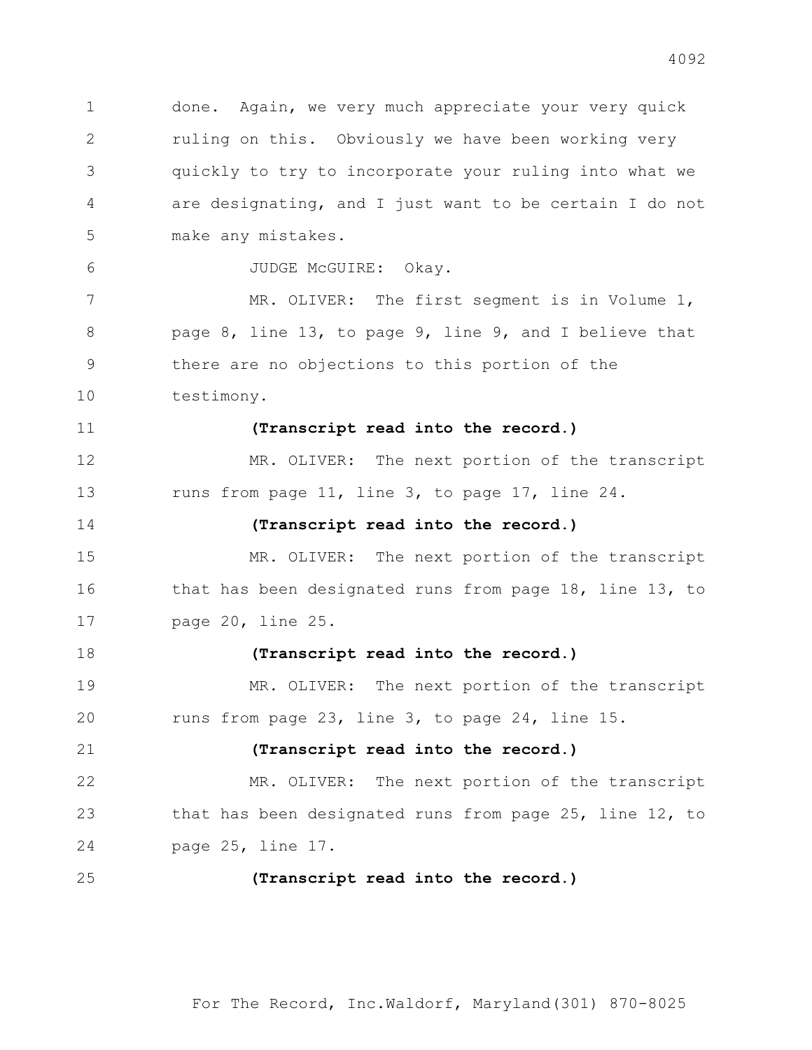done. Again, we very much appreciate your very quick ruling on this. Obviously we have been working very quickly to try to incorporate your ruling into what we are designating, and I just want to be certain I do not make any mistakes.

JUDGE McGUIRE: Okay.

MR. OLIVER: The first segment is in Volume 1, page 8, line 13, to page 9, line 9, and I believe that there are no objections to this portion of the testimony.

**(Transcript read into the record.)**

MR. OLIVER: The next portion of the transcript runs from page 11, line 3, to page 17, line 24.

**(Transcript read into the record.)**

MR. OLIVER: The next portion of the transcript that has been designated runs from page 18, line 13, to page 20, line 25.

**(Transcript read into the record.)**

MR. OLIVER: The next portion of the transcript runs from page 23, line 3, to page 24, line 15.

**(Transcript read into the record.)**

MR. OLIVER: The next portion of the transcript that has been designated runs from page 25, line 12, to page 25, line 17.

**(Transcript read into the record.)**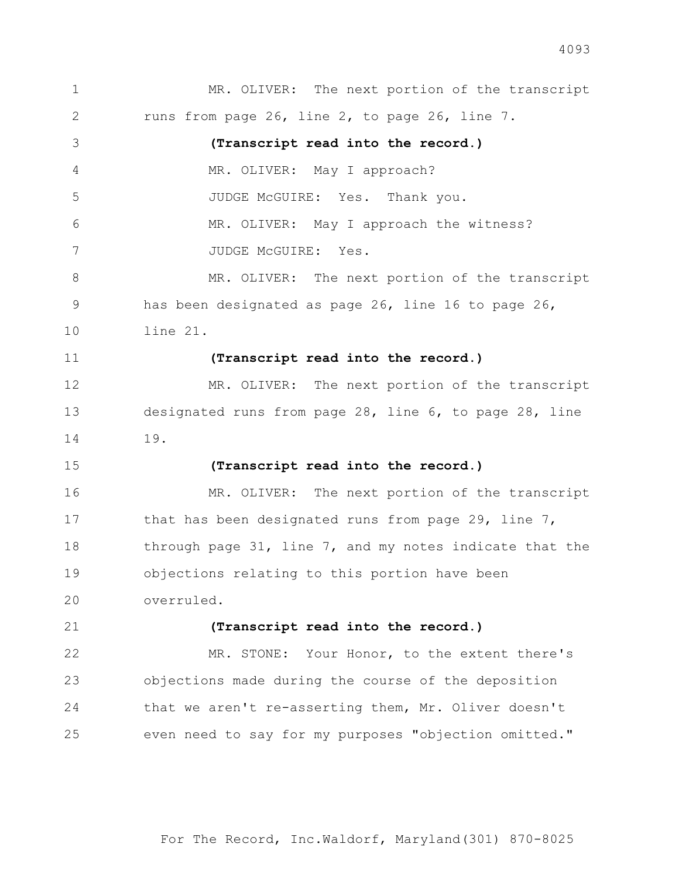MR. OLIVER: The next portion of the transcript runs from page 26, line 2, to page 26, line 7.

**(Transcript read into the record.)**

MR. OLIVER: May I approach?

JUDGE McGUIRE: Yes. Thank you.

MR. OLIVER: May I approach the witness?

JUDGE McGUIRE: Yes.

MR. OLIVER: The next portion of the transcript has been designated as page 26, line 16 to page 26, line 21.

**(Transcript read into the record.)**

MR. OLIVER: The next portion of the transcript designated runs from page 28, line 6, to page 28, line 19.

**(Transcript read into the record.)**

MR. OLIVER: The next portion of the transcript that has been designated runs from page 29, line 7, through page 31, line 7, and my notes indicate that the objections relating to this portion have been overruled.

**(Transcript read into the record.)**

MR. STONE: Your Honor, to the extent there's objections made during the course of the deposition that we aren't re-asserting them, Mr. Oliver doesn't even need to say for my purposes "objection omitted."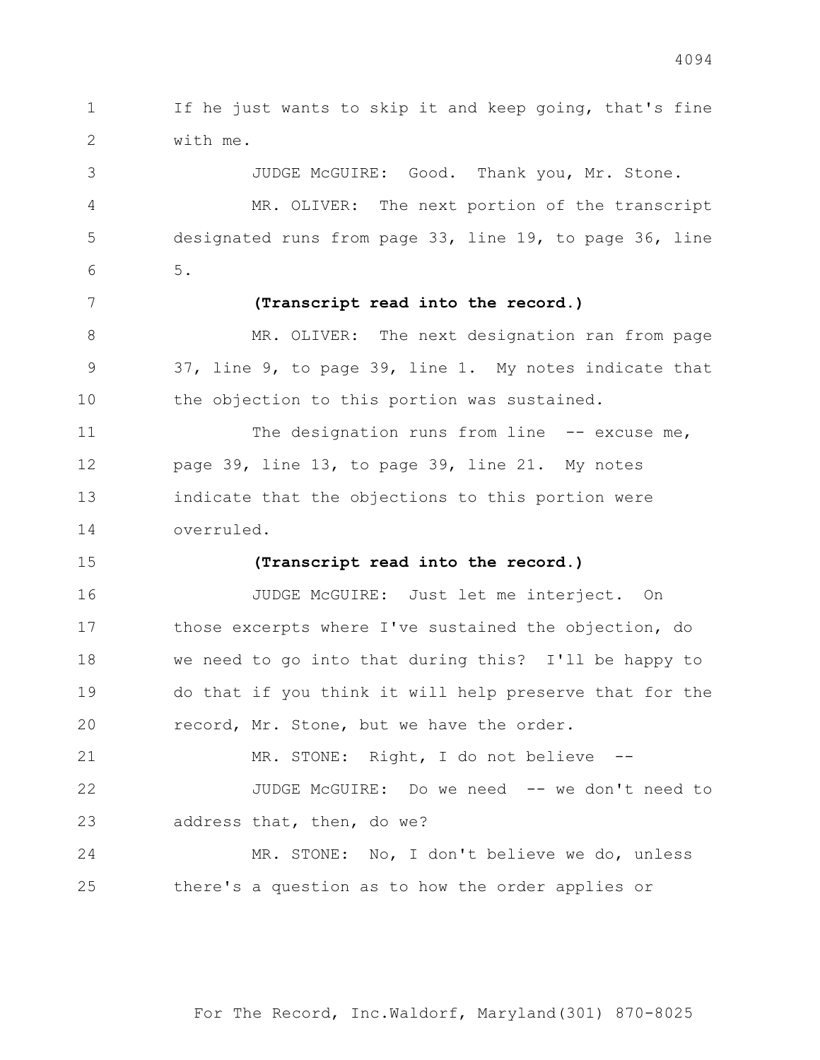If he just wants to skip it and keep going, that's fine with me.

JUDGE McGUIRE: Good. Thank you, Mr. Stone.

MR. OLIVER: The next portion of the transcript designated runs from page 33, line 19, to page 36, line 5.

**(Transcript read into the record.)**

MR. OLIVER: The next designation ran from page 37, line 9, to page 39, line 1. My notes indicate that the objection to this portion was sustained.

The designation runs from line -- excuse me, page 39, line 13, to page 39, line 21. My notes indicate that the objections to this portion were overruled.

**(Transcript read into the record.)**

JUDGE McGUIRE: Just let me interject. On those excerpts where I've sustained the objection, do we need to go into that during this? I'll be happy to do that if you think it will help preserve that for the record, Mr. Stone, but we have the order.

MR. STONE: Right, I do not believe --

JUDGE McGUIRE: Do we need -- we don't need to address that, then, do we?

MR. STONE: No, I don't believe we do, unless there's a question as to how the order applies or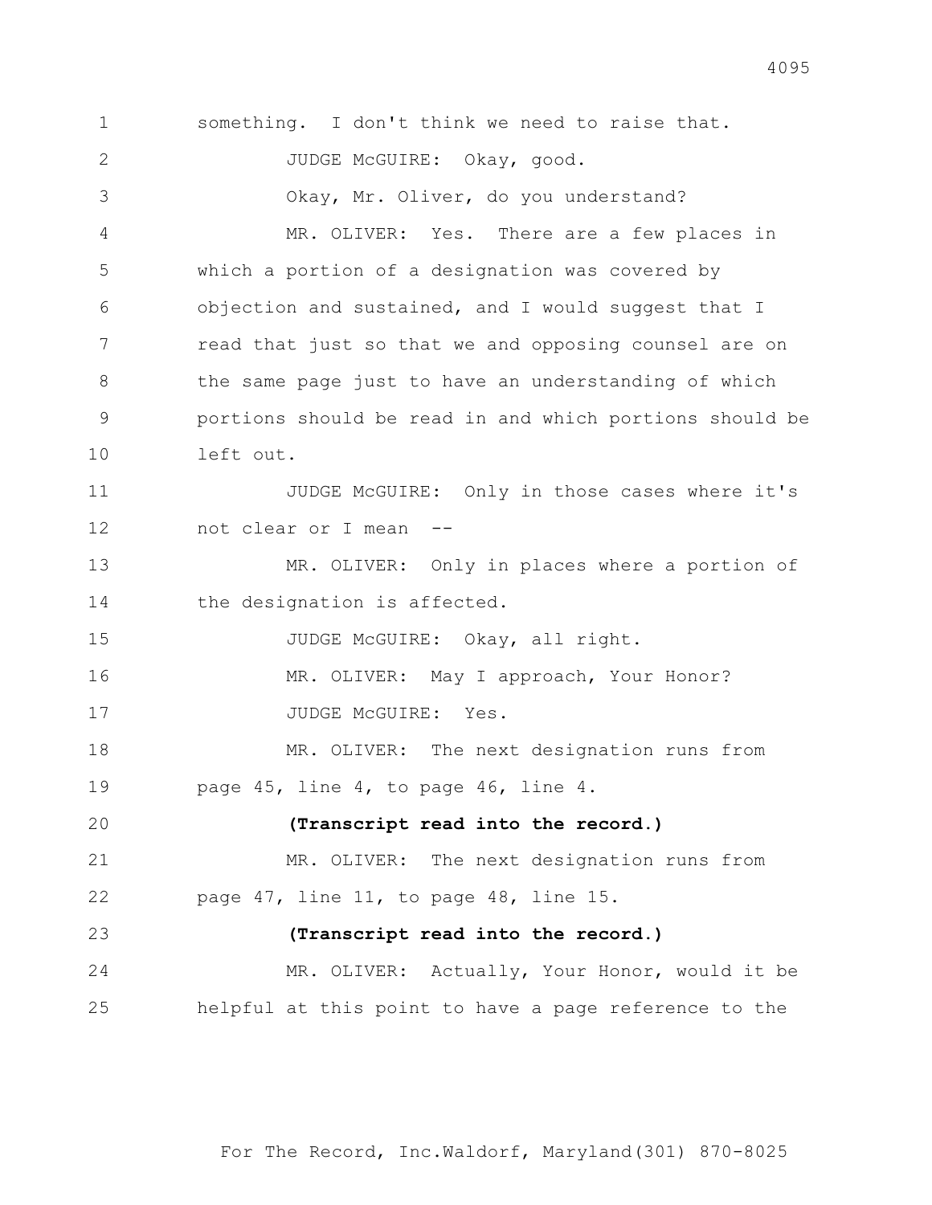something. I don't think we need to raise that.

JUDGE McGUIRE: Okay, good.

Okay, Mr. Oliver, do you understand?

MR. OLIVER: Yes. There are a few places in which a portion of a designation was covered by objection and sustained, and I would suggest that I read that just so that we and opposing counsel are on the same page just to have an understanding of which portions should be read in and which portions should be left out.

JUDGE McGUIRE: Only in those cases where it's not clear or I mean --

MR. OLIVER: Only in places where a portion of the designation is affected.

JUDGE McGUIRE: Okay, all right.

MR. OLIVER: May I approach, Your Honor?

JUDGE McGUIRE: Yes.

MR. OLIVER: The next designation runs from page 45, line 4, to page 46, line 4.

**(Transcript read into the record.)**

MR. OLIVER: The next designation runs from page 47, line 11, to page 48, line 15.

**(Transcript read into the record.)**

MR. OLIVER: Actually, Your Honor, would it be helpful at this point to have a page reference to the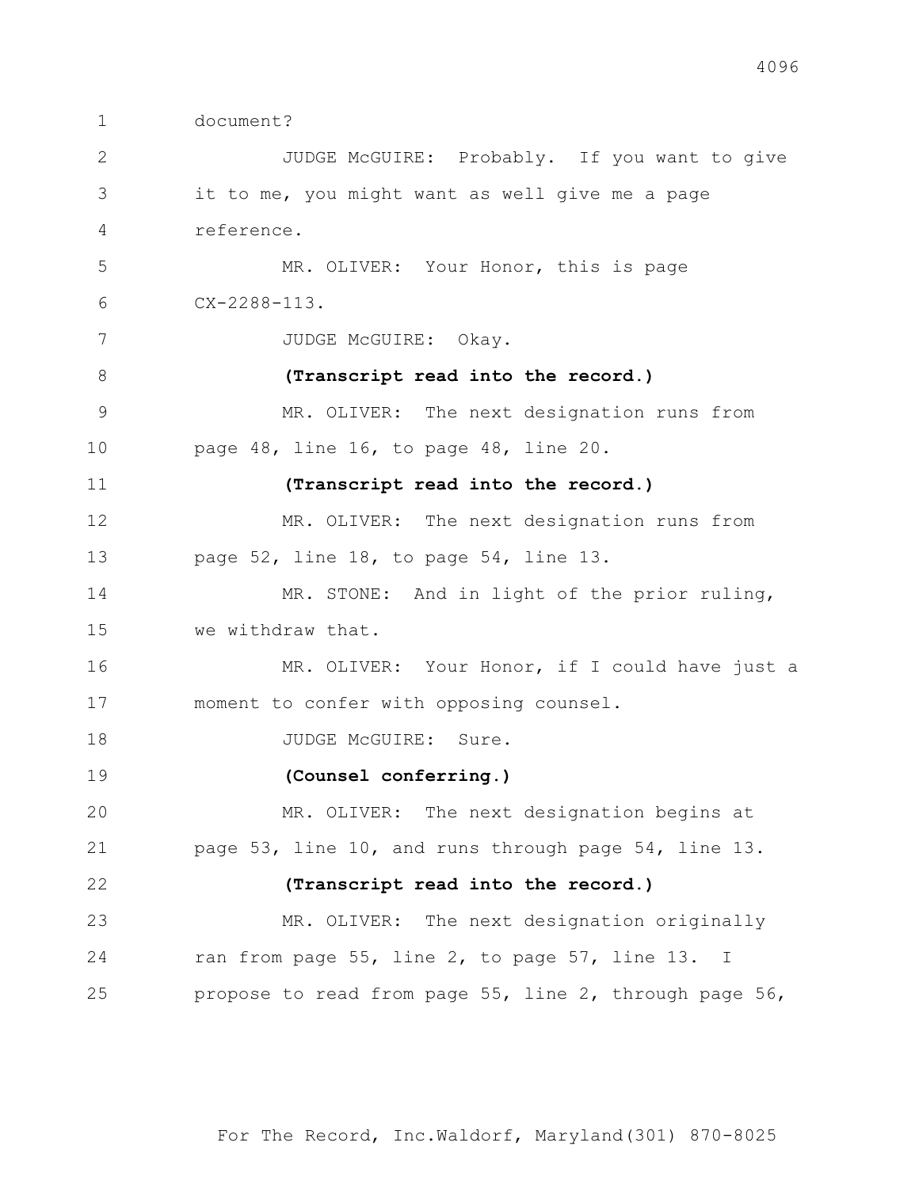1 document?

2 JUDGE McGUIRE: Probably. If you want to give

3 it to me, you might want as well give me a page

4 reference.

5 MR. OLIVER: Your Honor, this is page

6 CX-2288-113.

7 JUDGE McGUIRE: Okay.

8 **(Transcript read into the record.)**

9 MR. OLIVER: The next designation runs from

10 page 48, line 16, to page 48, line 20.

11 **(Transcript read into the record.)**

12 MR. OLIVER: The next designation runs from

13 page 52, line 18, to page 54, line 13.

14 MR. STONE: And in light of the prior ruling,

15 we withdraw that.

16 MR. OLIVER: Your Honor, if I could have just a

17 moment to confer with opposing counsel.

18 JUDGE McGUIRE: Sure.

19 **(Counsel conferring.)**

20 MR. OLIVER: The next designation begins at

21 page 53, line 10, and runs through page 54, line 13.

22 **(Transcript read into the record.)**

23 MR. OLIVER: The next designation originally

24 ran from page 55, line 2, to page 57, line 13. I

25 propose to read from page 55, line 2, through page 56,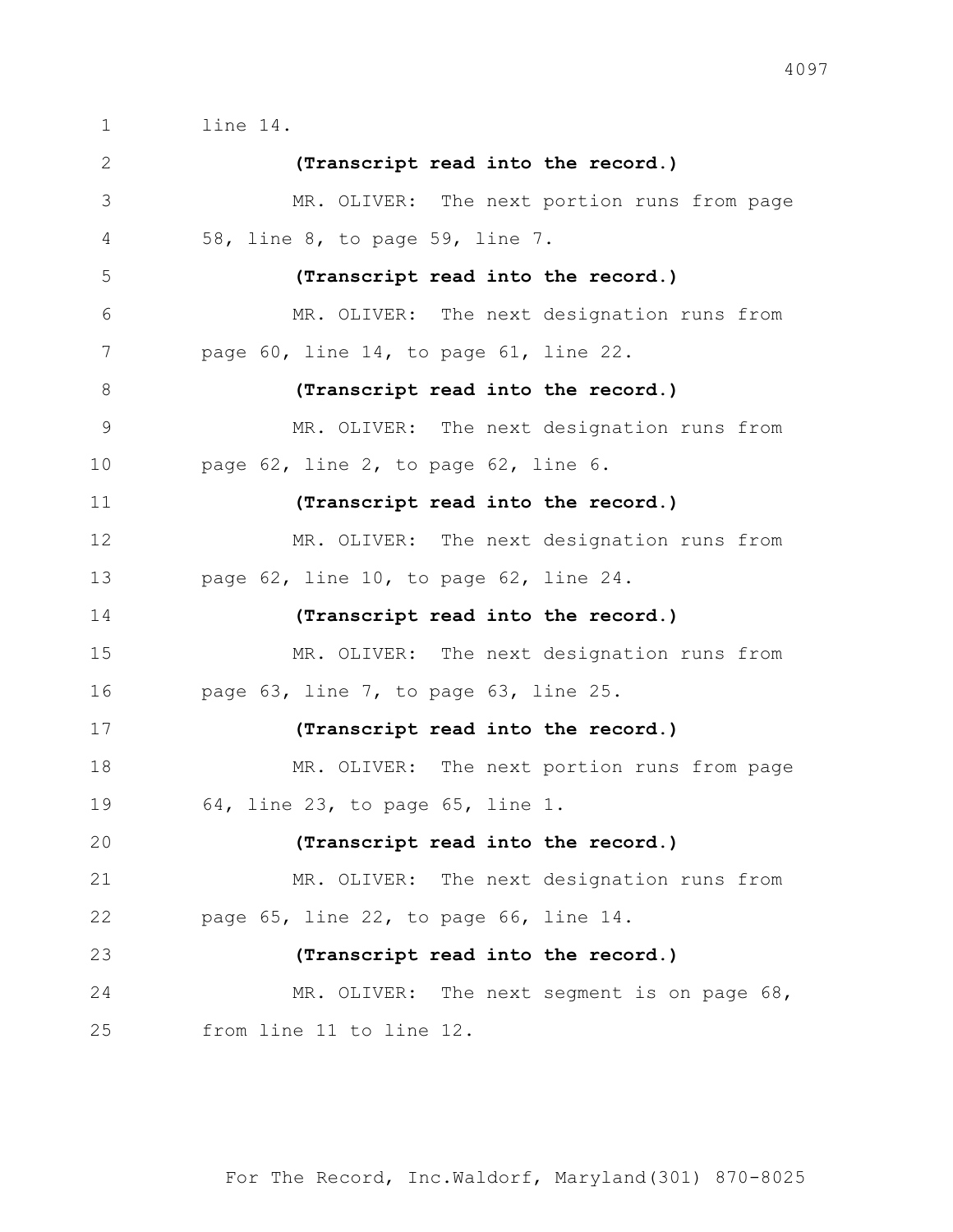line 14.

**(Transcript read into the record.)**

MR. OLIVER: The next portion runs from page 58, line 8, to page 59, line 7.

**(Transcript read into the record.)**

MR. OLIVER: The next designation runs from page 60, line 14, to page 61, line 22.

**(Transcript read into the record.)**

MR. OLIVER: The next designation runs from page 62, line 2, to page 62, line 6.

**(Transcript read into the record.)**

MR. OLIVER: The next designation runs from page 62, line 10, to page 62, line 24.

**(Transcript read into the record.)**

MR. OLIVER: The next designation runs from page 63, line 7, to page 63, line 25.

**(Transcript read into the record.)**

MR. OLIVER: The next portion runs from page 64, line 23, to page 65, line 1.

**(Transcript read into the record.)**

MR. OLIVER: The next designation runs from page 65, line 22, to page 66, line 14.

**(Transcript read into the record.)**

MR. OLIVER: The next segment is on page 68, from line 11 to line 12.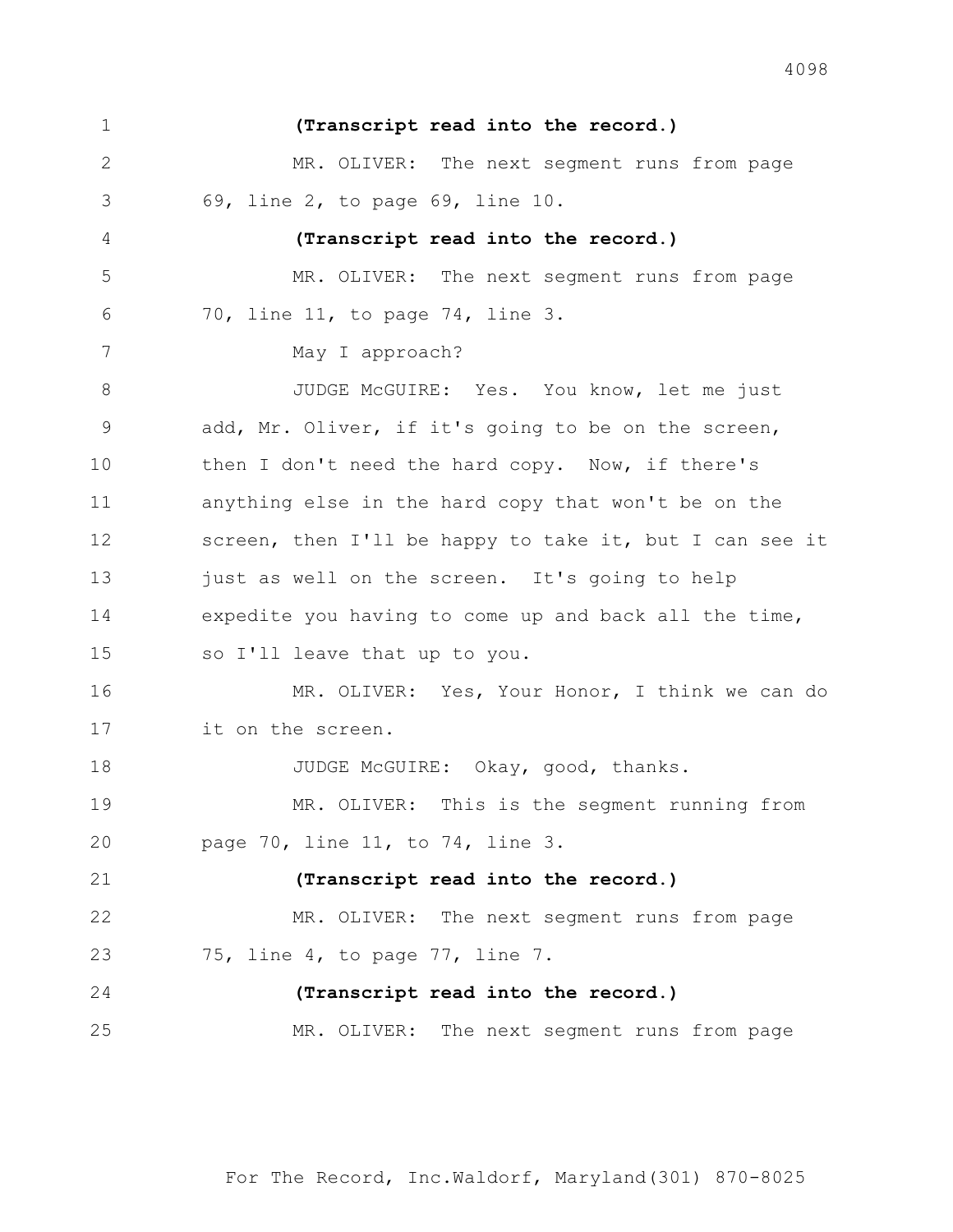**(Transcript read into the record.)**

MR. OLIVER: The next segment runs from page 69, line 2, to page 69, line 10.

**(Transcript read into the record.)**

MR. OLIVER: The next segment runs from page 70, line 11, to page 74, line 3.

May I approach?

JUDGE McGUIRE: Yes. You know, let me just add, Mr. Oliver, if it's going to be on the screen, then I don't need the hard copy. Now, if there's anything else in the hard copy that won't be on the screen, then I'll be happy to take it, but I can see it just as well on the screen. It's going to help expedite you having to come up and back all the time, so I'll leave that up to you.

MR. OLIVER: Yes, Your Honor, I think we can do it on the screen.

JUDGE McGUIRE: Okay, good, thanks.

MR. OLIVER: This is the segment running from page 70, line 11, to 74, line 3.

**(Transcript read into the record.)**

MR. OLIVER: The next segment runs from page 75, line 4, to page 77, line 7.

**(Transcript read into the record.)**

MR. OLIVER: The next segment runs from page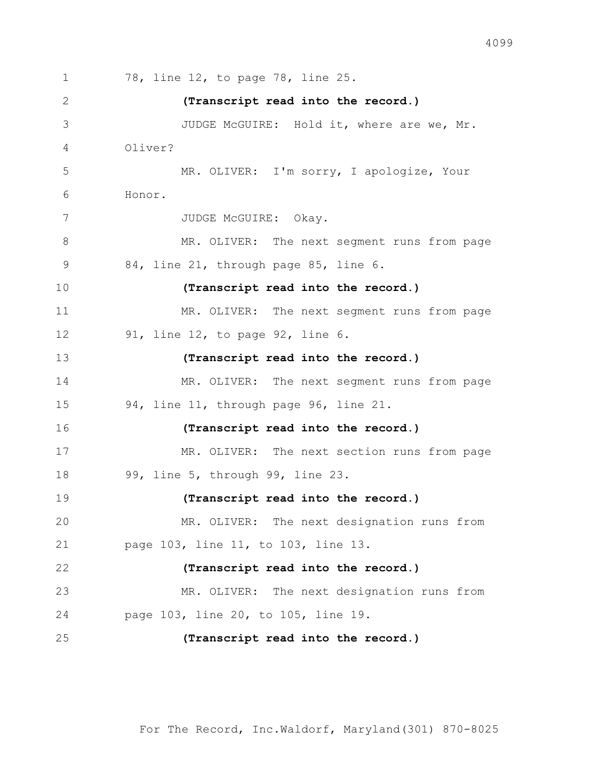78, line 12, to page 78, line 25.

**(Transcript read into the record.)**

JUDGE McGUIRE: Hold it, where are we, Mr. Oliver?

MR. OLIVER: I'm sorry, I apologize, Your Honor.

JUDGE McGUIRE: Okay.

MR. OLIVER: The next segment runs from page 84, line 21, through page 85, line 6.

**(Transcript read into the record.)**

MR. OLIVER: The next segment runs from page 91, line 12, to page 92, line 6.

**(Transcript read into the record.)**

MR. OLIVER: The next segment runs from page 94, line 11, through page 96, line 21.

**(Transcript read into the record.)**

MR. OLIVER: The next section runs from page 99, line 5, through 99, line 23.

**(Transcript read into the record.)**

MR. OLIVER: The next designation runs from page 103, line 11, to 103, line 13.

**(Transcript read into the record.)**

MR. OLIVER: The next designation runs from page 103, line 20, to 105, line 19.

**(Transcript read into the record.)**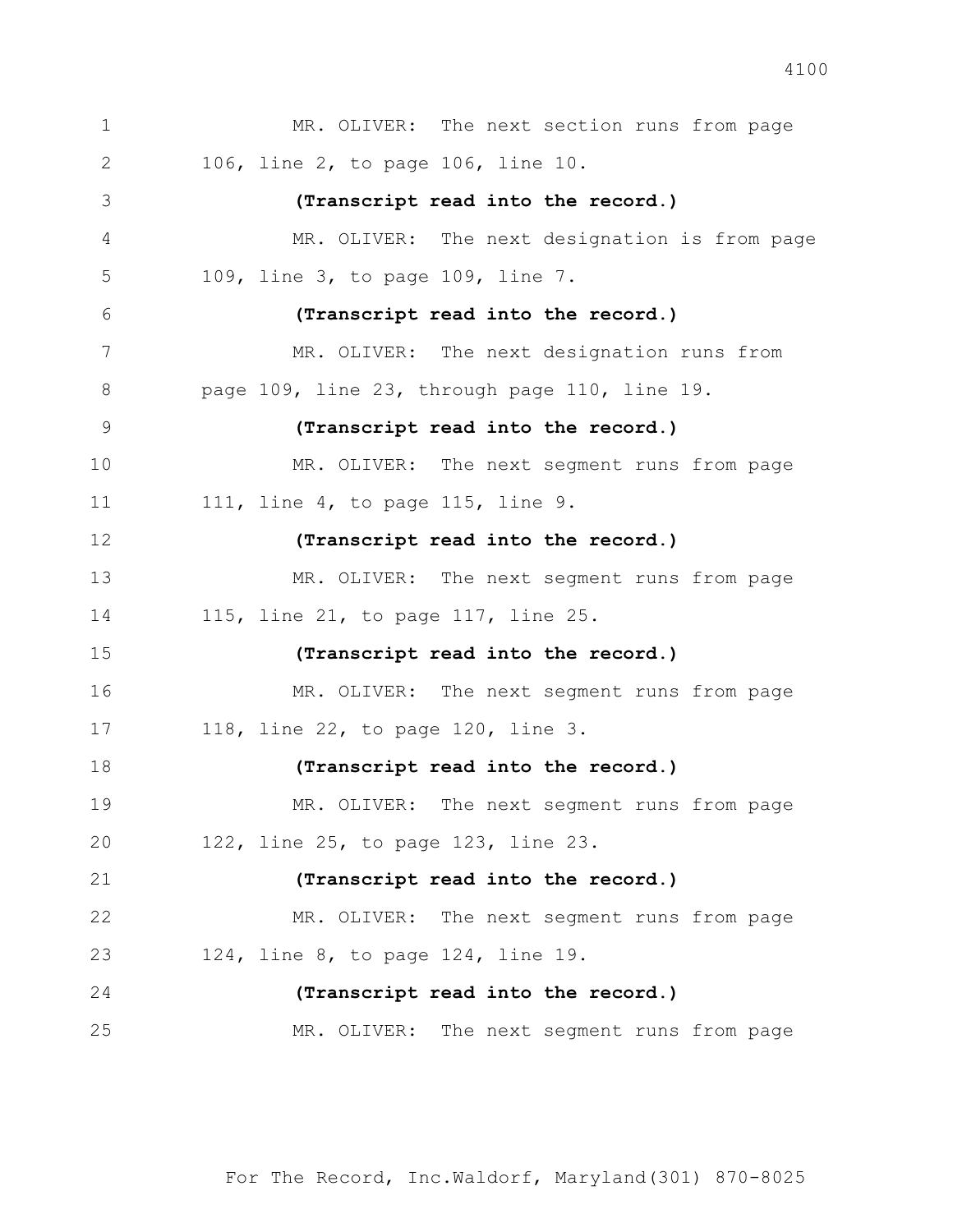MR. OLIVER: The next section runs from page 106, line 2, to page 106, line 10.

**(Transcript read into the record.)**

MR. OLIVER: The next designation is from page 109, line 3, to page 109, line 7.

**(Transcript read into the record.)**

MR. OLIVER: The next designation runs from page 109, line 23, through page 110, line 19.

**(Transcript read into the record.)**

MR. OLIVER: The next segment runs from page 111, line 4, to page 115, line 9.

**(Transcript read into the record.)**

MR. OLIVER: The next segment runs from page 115, line 21, to page 117, line 25.

**(Transcript read into the record.)**

MR. OLIVER: The next segment runs from page 118, line 22, to page 120, line 3.

**(Transcript read into the record.)**

MR. OLIVER: The next segment runs from page 122, line 25, to page 123, line 23.

**(Transcript read into the record.)**

MR. OLIVER: The next segment runs from page 124, line 8, to page 124, line 19.

**(Transcript read into the record.)**

MR. OLIVER: The next segment runs from page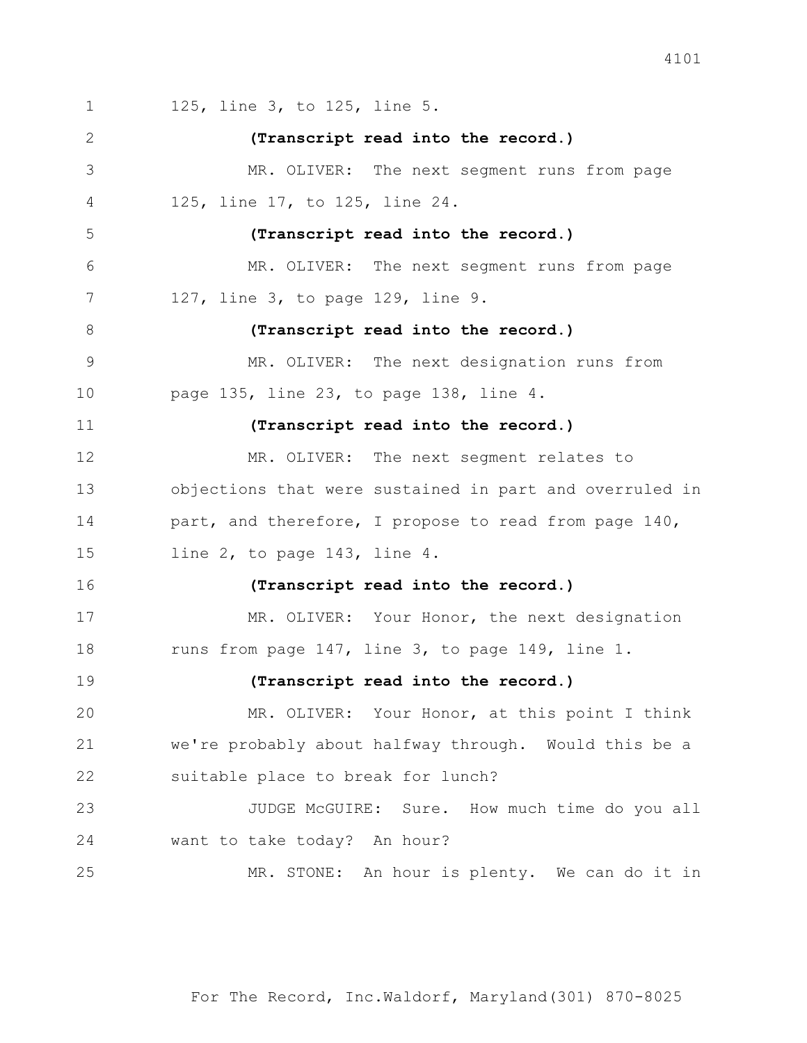125, line 3, to 125, line 5.

**(Transcript read into the record.)**

MR. OLIVER: The next segment runs from page 125, line 17, to 125, line 24.

**(Transcript read into the record.)**

MR. OLIVER: The next segment runs from page 127, line 3, to page 129, line 9.

**(Transcript read into the record.)**

MR. OLIVER: The next designation runs from page 135, line 23, to page 138, line 4.

**(Transcript read into the record.)**

MR. OLIVER: The next segment relates to objections that were sustained in part and overruled in part, and therefore, I propose to read from page 140, line 2, to page 143, line 4.

**(Transcript read into the record.)**

MR. OLIVER: Your Honor, the next designation runs from page 147, line 3, to page 149, line 1.

**(Transcript read into the record.)**

MR. OLIVER: Your Honor, at this point I think we're probably about halfway through. Would this be a suitable place to break for lunch?

JUDGE McGUIRE: Sure. How much time do you all want to take today? An hour?

MR. STONE: An hour is plenty. We can do it in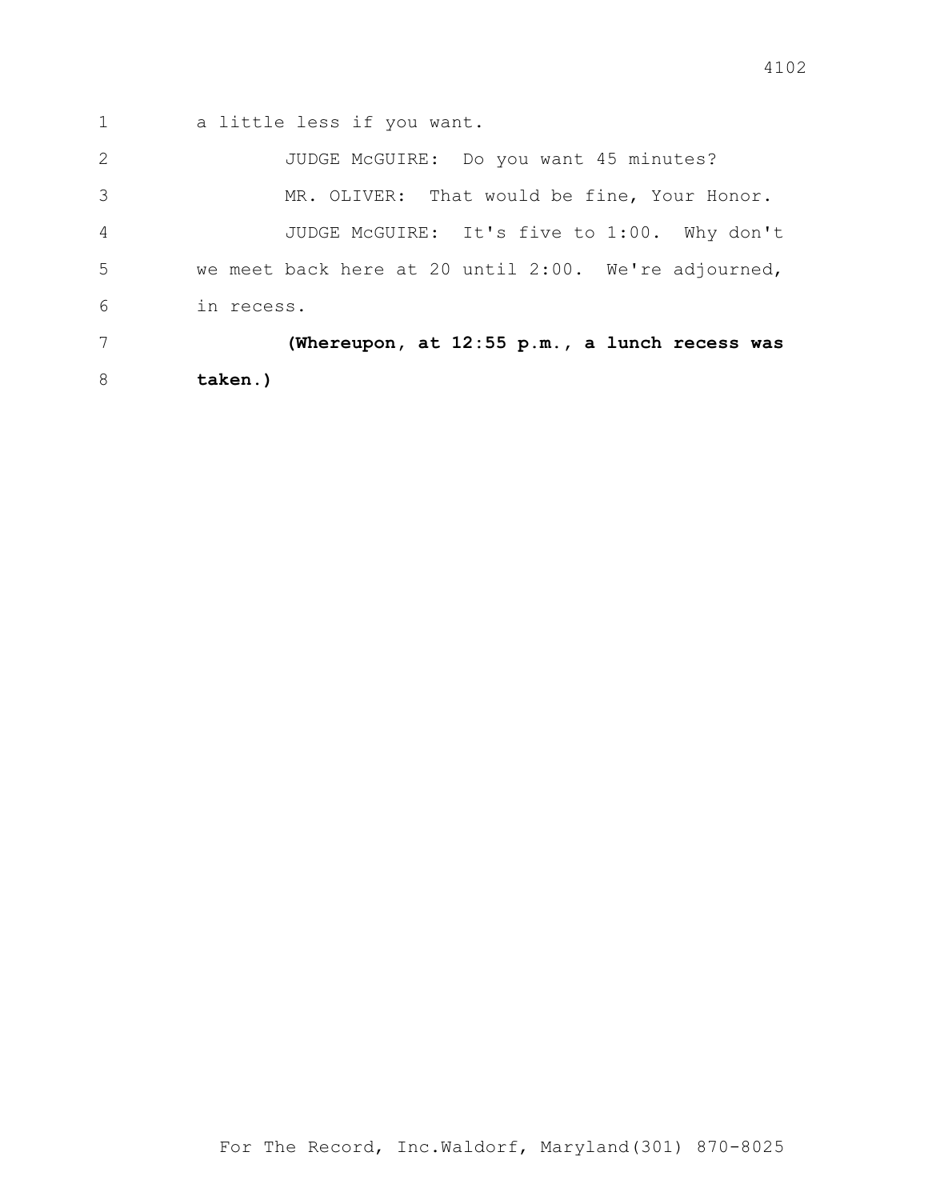a little less if you want.

JUDGE McGUIRE: Do you want 45 minutes?

MR. OLIVER: That would be fine, Your Honor.

JUDGE McGUIRE: It's five to 1:00. Why don't we meet back here at 20 until 2:00. We're adjourned, in recess.

**(Whereupon, at 12:55 p.m., a lunch recess was taken.)**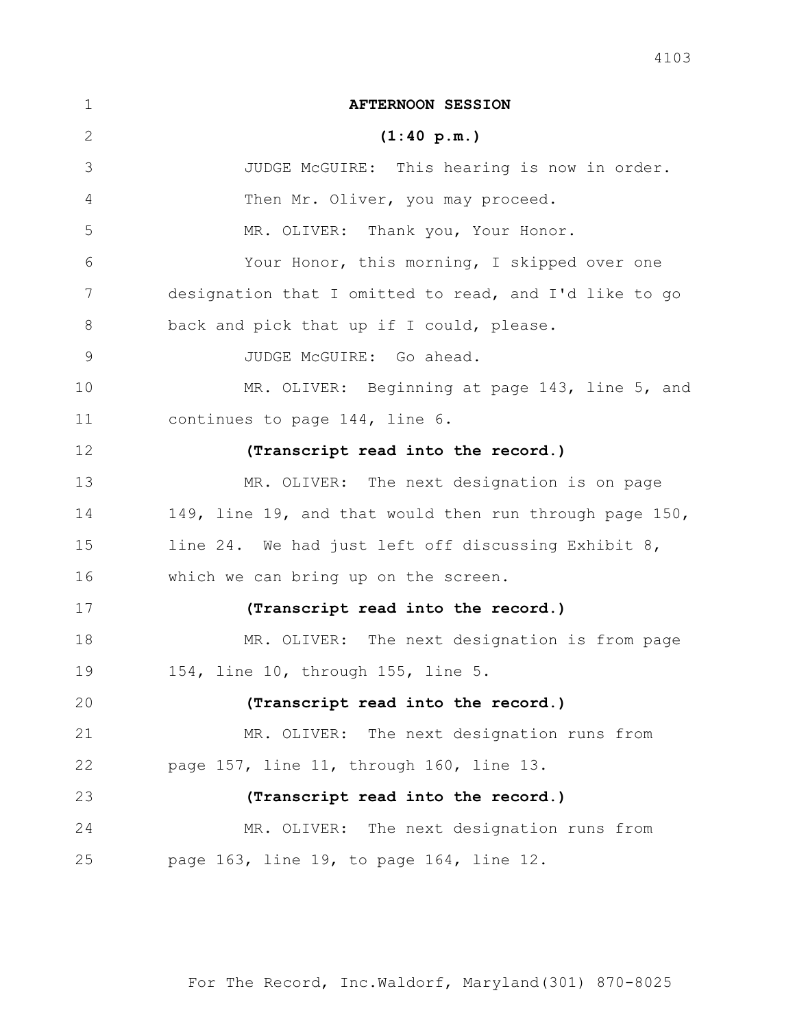**AFTERNOON SESSION**

**(1:40 p.m.)**

JUDGE McGUIRE: This hearing is now in order. Then Mr. Oliver, you may proceed.

MR. OLIVER: Thank you, Your Honor.

Your Honor, this morning, I skipped over one designation that I omitted to read, and I'd like to go back and pick that up if I could, please.

JUDGE McGUIRE: Go ahead.

MR. OLIVER: Beginning at page 143, line 5, and continues to page 144, line 6.

**(Transcript read into the record.)**

MR. OLIVER: The next designation is on page 149, line 19, and that would then run through page 150, line 24. We had just left off discussing Exhibit 8, which we can bring up on the screen.

**(Transcript read into the record.)**

MR. OLIVER: The next designation is from page 154, line 10, through 155, line 5.

**(Transcript read into the record.)**

MR. OLIVER: The next designation runs from page 157, line 11, through 160, line 13.

**(Transcript read into the record.)**

MR. OLIVER: The next designation runs from page 163, line 19, to page 164, line 12.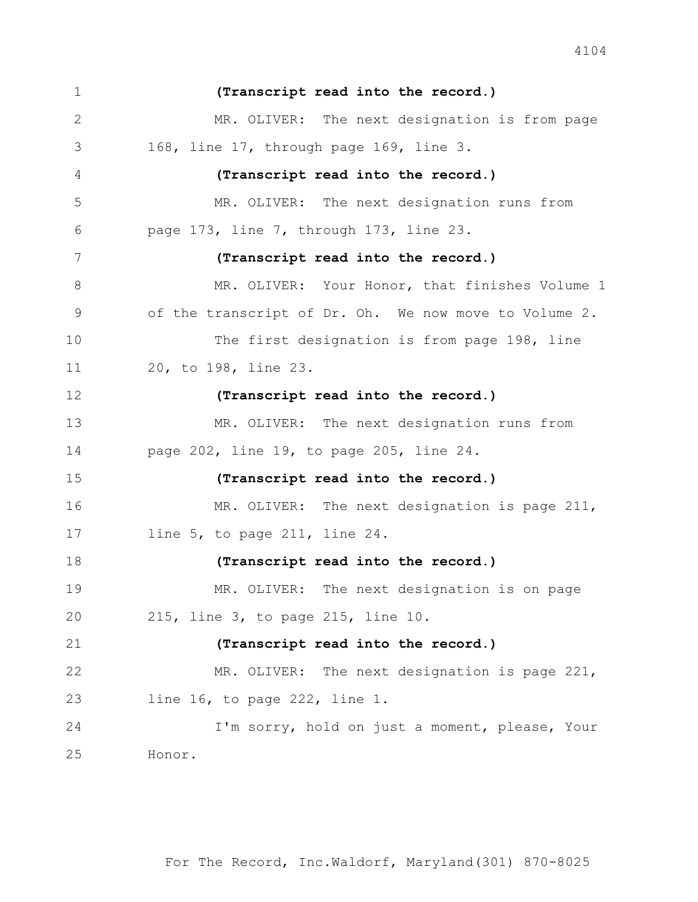**(Transcript read into the record.)**

MR. OLIVER: The next designation is from page 168, line 17, through page 169, line 3.

**(Transcript read into the record.)**

MR. OLIVER: The next designation runs from page 173, line 7, through 173, line 23.

**(Transcript read into the record.)**

MR. OLIVER: Your Honor, that finishes Volume 1 of the transcript of Dr. Oh. We now move to Volume 2.

The first designation is from page 198, line 20, to 198, line 23.

**(Transcript read into the record.)**

MR. OLIVER: The next designation runs from page 202, line 19, to page 205, line 24.

**(Transcript read into the record.)**

MR. OLIVER: The next designation is page 211, line 5, to page 211, line 24.

**(Transcript read into the record.)**

MR. OLIVER: The next designation is on page 215, line 3, to page 215, line 10.

**(Transcript read into the record.)**

MR. OLIVER: The next designation is page 221, line 16, to page 222, line 1.

I'm sorry, hold on just a moment, please, Your Honor.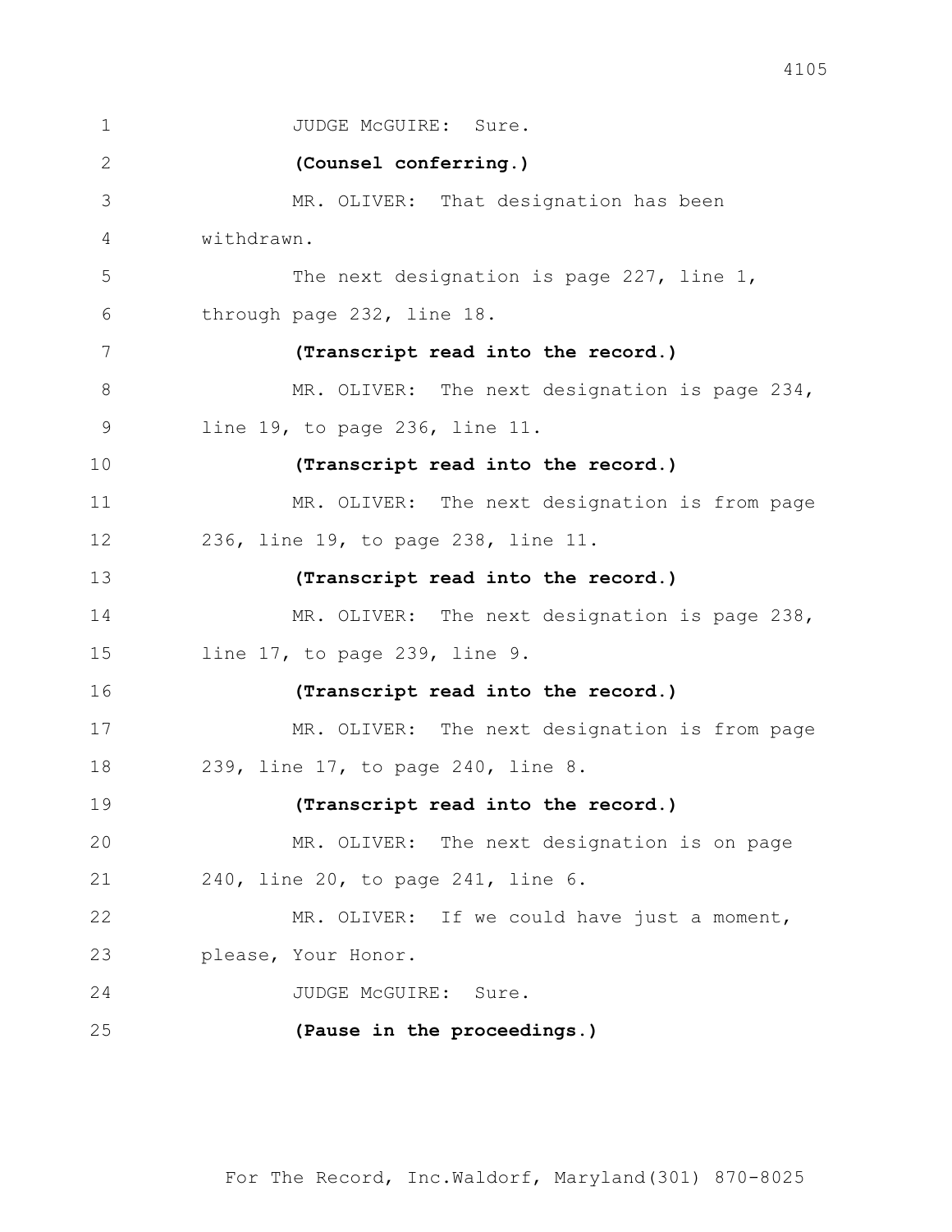1 JUDGE McGUIRE: Sure.

2 **(Counsel conferring.)**

3 MR. OLIVER: That designation has been

4 withdrawn.

5 The next designation is page 227, line 1,

6 through page 232, line 18.

7 **(Transcript read into the record.)**

8 MR. OLIVER: The next designation is page 234,

9 line 19, to page 236, line 11.

10 **(Transcript read into the record.)**

11 MR. OLIVER: The next designation is from page

12 236, line 19, to page 238, line 11.

13 **(Transcript read into the record.)**

14 MR. OLIVER: The next designation is page 238,

15 line 17, to page 239, line 9.

16 **(Transcript read into the record.)**

17 MR. OLIVER: The next designation is from page

18 239, line 17, to page 240, line 8.

19 **(Transcript read into the record.)**

20 MR. OLIVER: The next designation is on page

21 240, line 20, to page 241, line 6.

22 MR. OLIVER: If we could have just a moment,

23 please, Your Honor.

24 JUDGE McGUIRE: Sure.

25 **(Pause in the proceedings.)**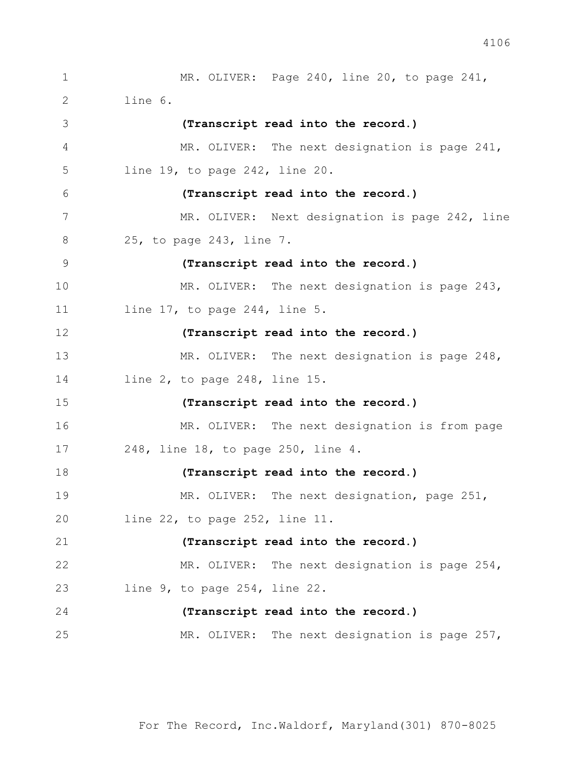MR. OLIVER: Page 240, line 20, to page 241, line 6.

**(Transcript read into the record.)**

MR. OLIVER: The next designation is page 241, line 19, to page 242, line 20.

**(Transcript read into the record.)**

MR. OLIVER: Next designation is page 242, line 25, to page 243, line 7.

**(Transcript read into the record.)**

MR. OLIVER: The next designation is page 243, line 17, to page 244, line 5.

**(Transcript read into the record.)**

MR. OLIVER: The next designation is page 248, line 2, to page 248, line 15.

**(Transcript read into the record.)**

MR. OLIVER: The next designation is from page 248, line 18, to page 250, line 4.

**(Transcript read into the record.)**

MR. OLIVER: The next designation, page 251, line 22, to page 252, line 11.

**(Transcript read into the record.)**

MR. OLIVER: The next designation is page 254, line 9, to page 254, line 22.

**(Transcript read into the record.)**

MR. OLIVER: The next designation is page 257,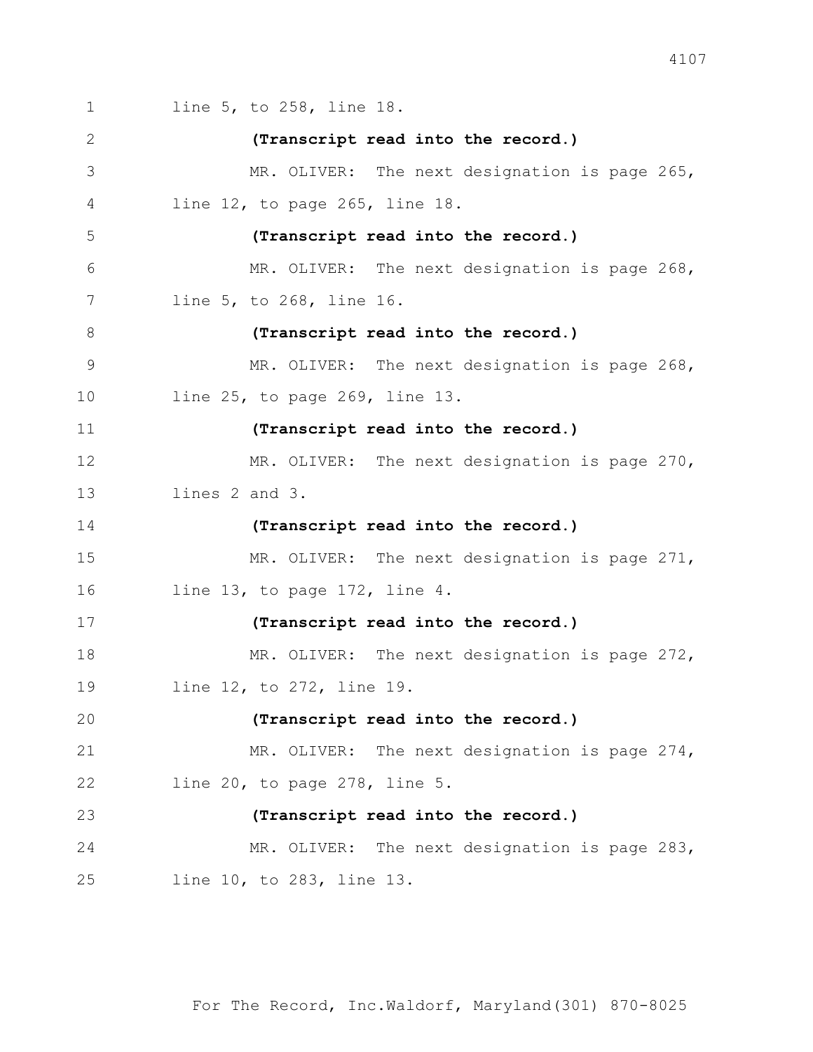1 line 5, to 258, line 18.

2 **(Transcript read into the record.)**

3 MR. OLIVER: The next designation is page 265,

4 line 12, to page 265, line 18.

5 **(Transcript read into the record.)**

6 MR. OLIVER: The next designation is page 268,

7 line 5, to 268, line 16.

8 **(Transcript read into the record.)**

9 MR. OLIVER: The next designation is page 268,

10 line 25, to page 269, line 13.

11 **(Transcript read into the record.)**

12 MR. OLIVER: The next designation is page 270,

13 lines 2 and 3.

14 **(Transcript read into the record.)**

15 MR. OLIVER: The next designation is page 271,

16 line 13, to page 172, line 4.

17 **(Transcript read into the record.)**

18 MR. OLIVER: The next designation is page 272,

19 line 12, to 272, line 19.

20 **(Transcript read into the record.)**

21 MR. OLIVER: The next designation is page 274,

22 line 20, to page 278, line 5.

23 **(Transcript read into the record.)**

24 MR. OLIVER: The next designation is page 283,

25 line 10, to 283, line 13.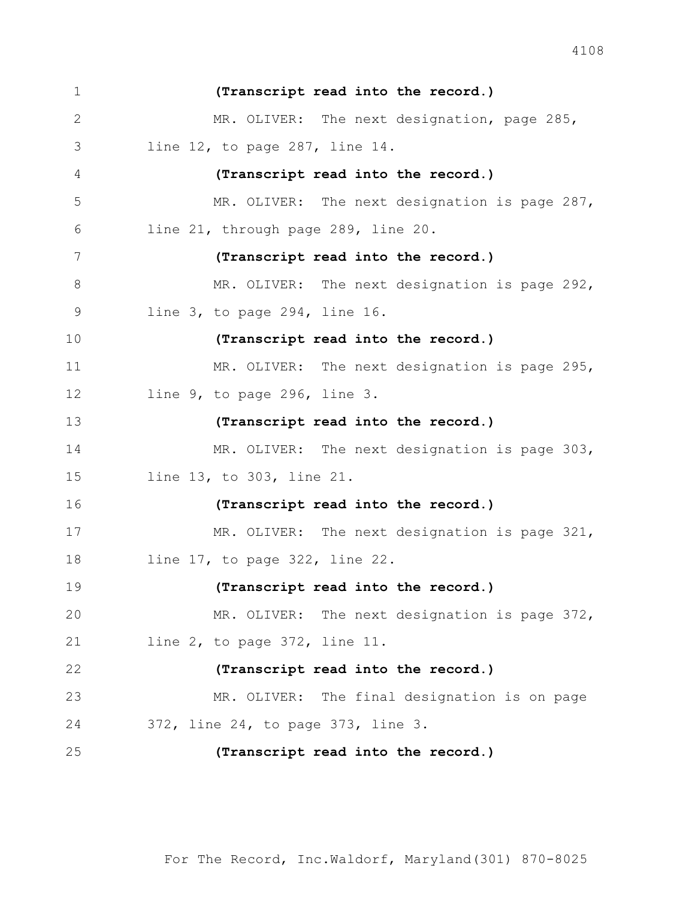**(Transcript read into the record.)**

MR. OLIVER: The next designation, page 285, line 12, to page 287, line 14.

**(Transcript read into the record.)**

MR. OLIVER: The next designation is page 287, line 21, through page 289, line 20.

**(Transcript read into the record.)**

MR. OLIVER: The next designation is page 292, line 3, to page 294, line 16.

**(Transcript read into the record.)**

MR. OLIVER: The next designation is page 295, line 9, to page 296, line 3.

**(Transcript read into the record.)**

MR. OLIVER: The next designation is page 303, line 13, to 303, line 21.

**(Transcript read into the record.)**

MR. OLIVER: The next designation is page 321, line 17, to page 322, line 22.

**(Transcript read into the record.)**

MR. OLIVER: The next designation is page 372, line 2, to page 372, line 11.

**(Transcript read into the record.)**

MR. OLIVER: The final designation is on page 372, line 24, to page 373, line 3.

**(Transcript read into the record.)**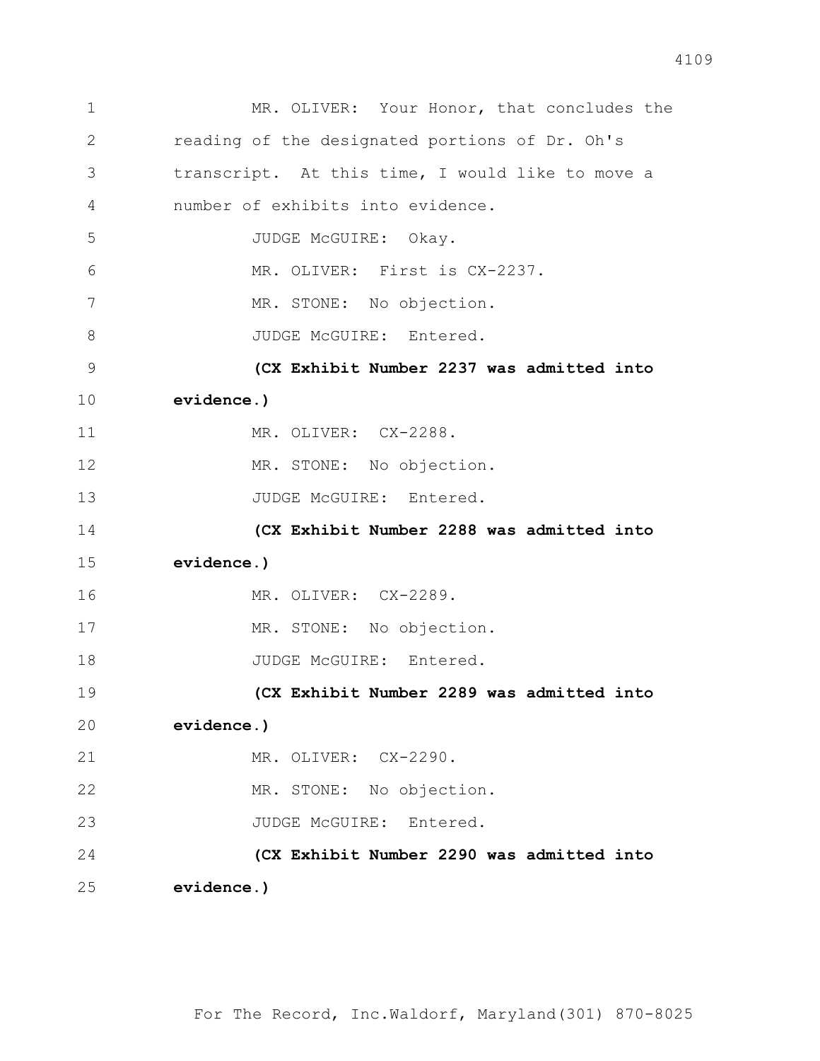MR. OLIVER: Your Honor, that concludes the reading of the designated portions of Dr. Oh's transcript. At this time, I would like to move a number of exhibits into evidence.

JUDGE McGUIRE: Okay.

MR. OLIVER: First is CX-2237.

MR. STONE: No objection.

JUDGE McGUIRE: Entered.

**(CX Exhibit Number 2237 was admitted into evidence.)**

MR. OLIVER: CX-2288.

MR. STONE: No objection.

JUDGE McGUIRE: Entered.

**(CX Exhibit Number 2288 was admitted into evidence.)**

MR. OLIVER: CX-2289.

MR. STONE: No objection.

JUDGE McGUIRE: Entered.

**(CX Exhibit Number 2289 was admitted into evidence.)**

MR. OLIVER: CX-2290.

MR. STONE: No objection.

JUDGE McGUIRE: Entered.

**(CX Exhibit Number 2290 was admitted into evidence.)**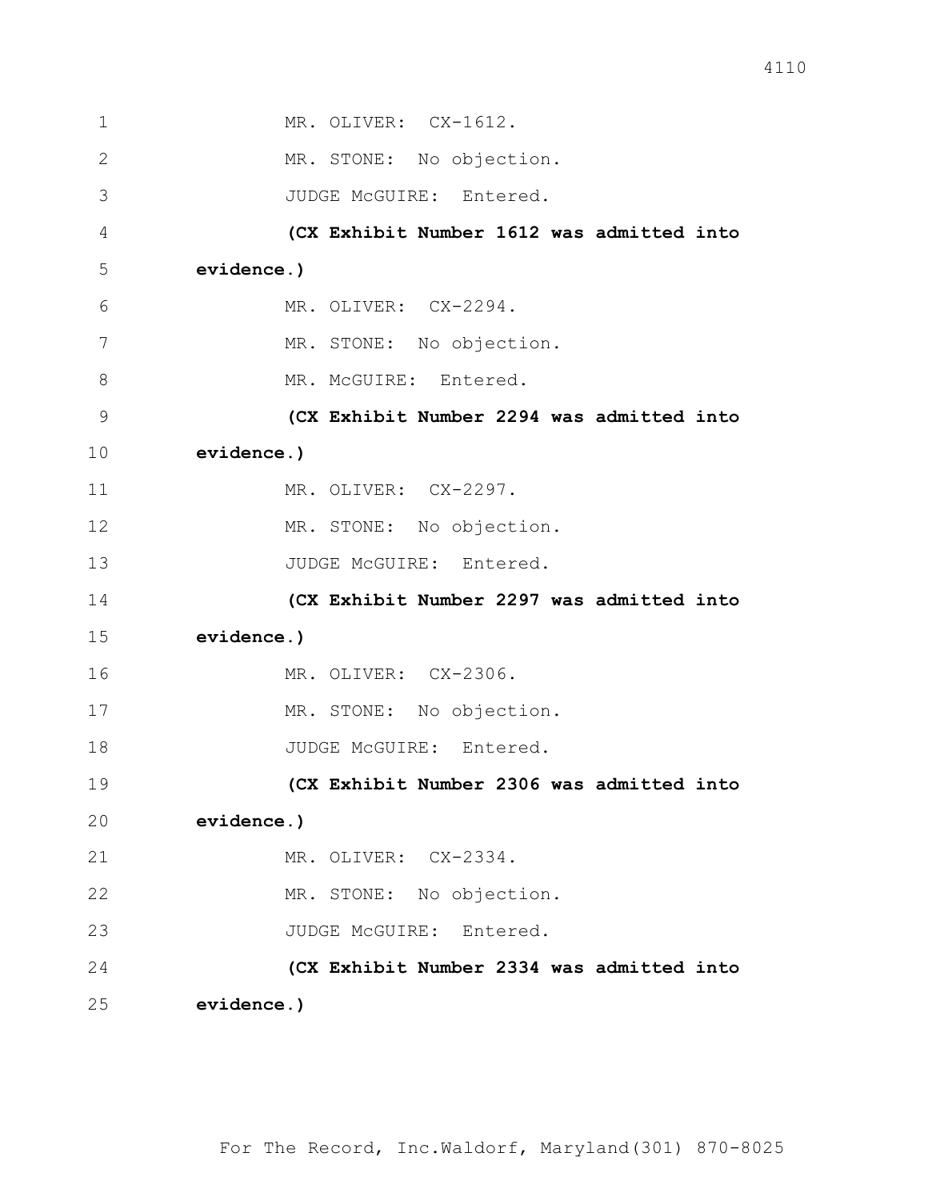1 MR. OLIVER: CX-1612.

2 MR. STONE: No objection.

3 JUDGE McGUIRE: Entered.

4 **(CX Exhibit Number 1612 was admitted into**

5 **evidence.)**

6 MR. OLIVER: CX-2294.

7 MR. STONE: No objection.

8 MR. McGUIRE: Entered.

9 **(CX Exhibit Number 2294 was admitted into**

10 **evidence.)**

11 MR. OLIVER: CX-2297.

12 MR. STONE: No objection.

13 JUDGE McGUIRE: Entered.

14 **(CX Exhibit Number 2297 was admitted into**

15 **evidence.)**

16 MR. OLIVER: CX-2306.

17 MR. STONE: No objection.

18 JUDGE McGUIRE: Entered.

19 **(CX Exhibit Number 2306 was admitted into**

20 **evidence.)**

21 MR. OLIVER: CX-2334.

22 MR. STONE: No objection.

23 JUDGE McGUIRE: Entered.

24 **(CX Exhibit Number 2334 was admitted into**

25 **evidence.)**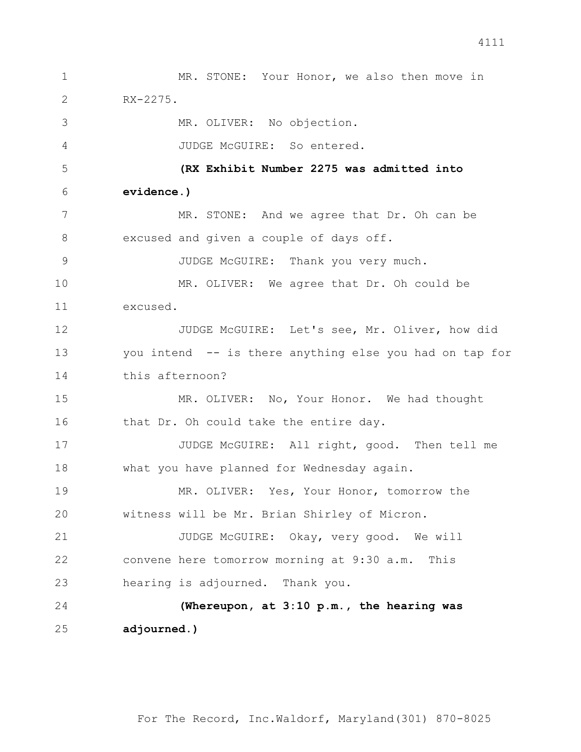MR. STONE: Your Honor, we also then move in RX-2275.

MR. OLIVER: No objection.

JUDGE McGUIRE: So entered.

**(RX Exhibit Number 2275 was admitted into evidence.)**

MR. STONE: And we agree that Dr. Oh can be excused and given a couple of days off.

JUDGE McGUIRE: Thank you very much.

MR. OLIVER: We agree that Dr. Oh could be excused.

JUDGE McGUIRE: Let's see, Mr. Oliver, how did you intend -- is there anything else you had on tap for this afternoon?

MR. OLIVER: No, Your Honor. We had thought that Dr. Oh could take the entire day.

JUDGE McGUIRE: All right, good. Then tell me what you have planned for Wednesday again.

MR. OLIVER: Yes, Your Honor, tomorrow the witness will be Mr. Brian Shirley of Micron.

JUDGE McGUIRE: Okay, very good. We will convene here tomorrow morning at 9:30 a.m. This hearing is adjourned. Thank you.

**(Whereupon, at 3:10 p.m., the hearing was adjourned.)**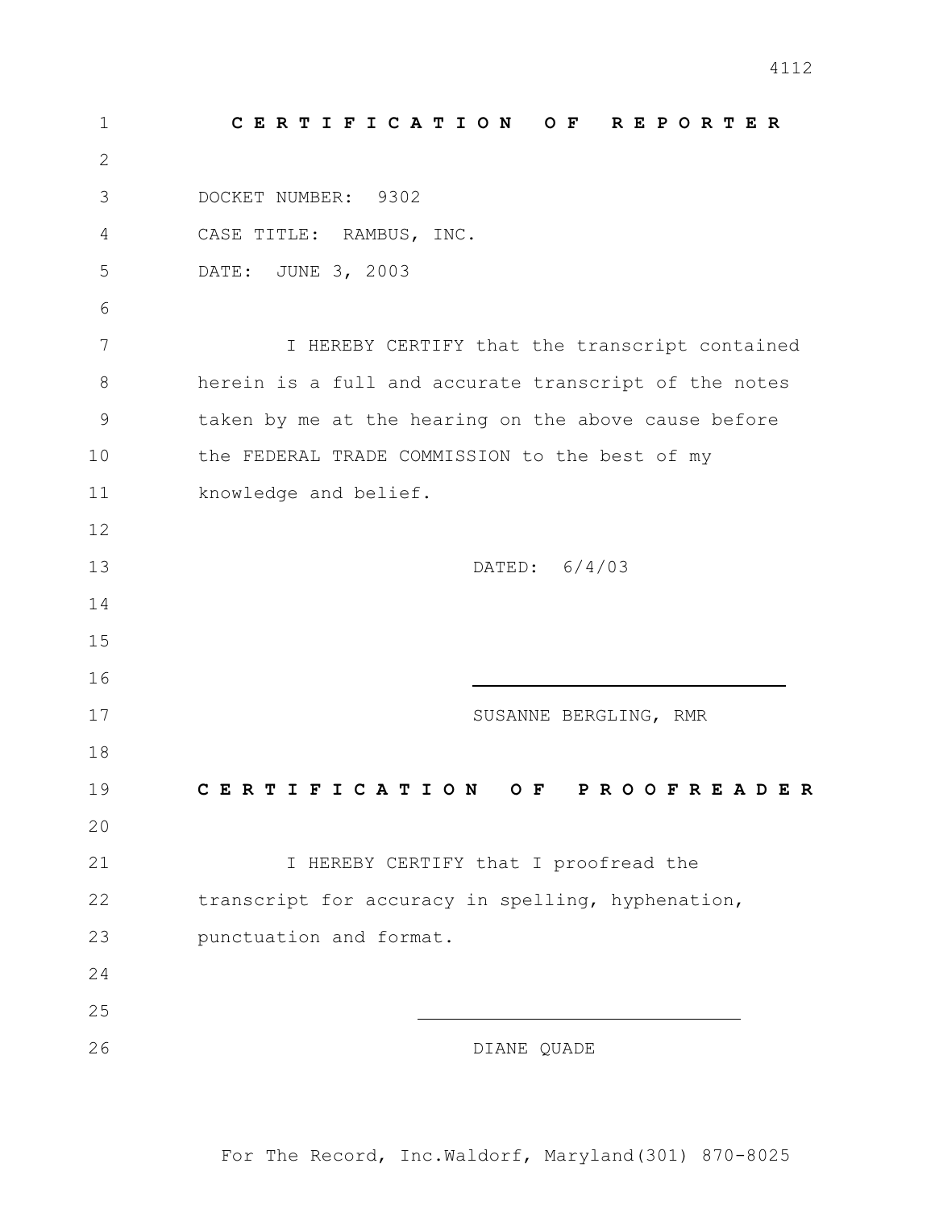**C E R T I F I C A T I O N O F R E P O R T E R**

DOCKET NUMBER: 9302

CASE TITLE: RAMBUS, INC.

DATE: JUNE 3, 2003

I HEREBY CERTIFY that the transcript contained herein is a full and accurate transcript of the notes taken by me at the hearing on the above cause before the FEDERAL TRADE COMMISSION to the best of my knowledge and belief.

DATED: 6/4/03

\_\_\_\_\_\_\_\_\_\_\_\_\_\_\_\_\_\_\_\_\_\_\_\_\_\_\_\_\_\_

SUSANNE BERGLING, RMR

**C E R T I F I C A T I O N O F P R O O F R E A D E R**

I HEREBY CERTIFY that I proofread the transcript for accuracy in spelling, hyphenation, punctuation and format.

\_\_\_\_\_\_\_\_\_\_\_\_\_\_\_\_\_\_\_\_\_\_\_\_\_\_\_\_\_\_

DIANE QUADE